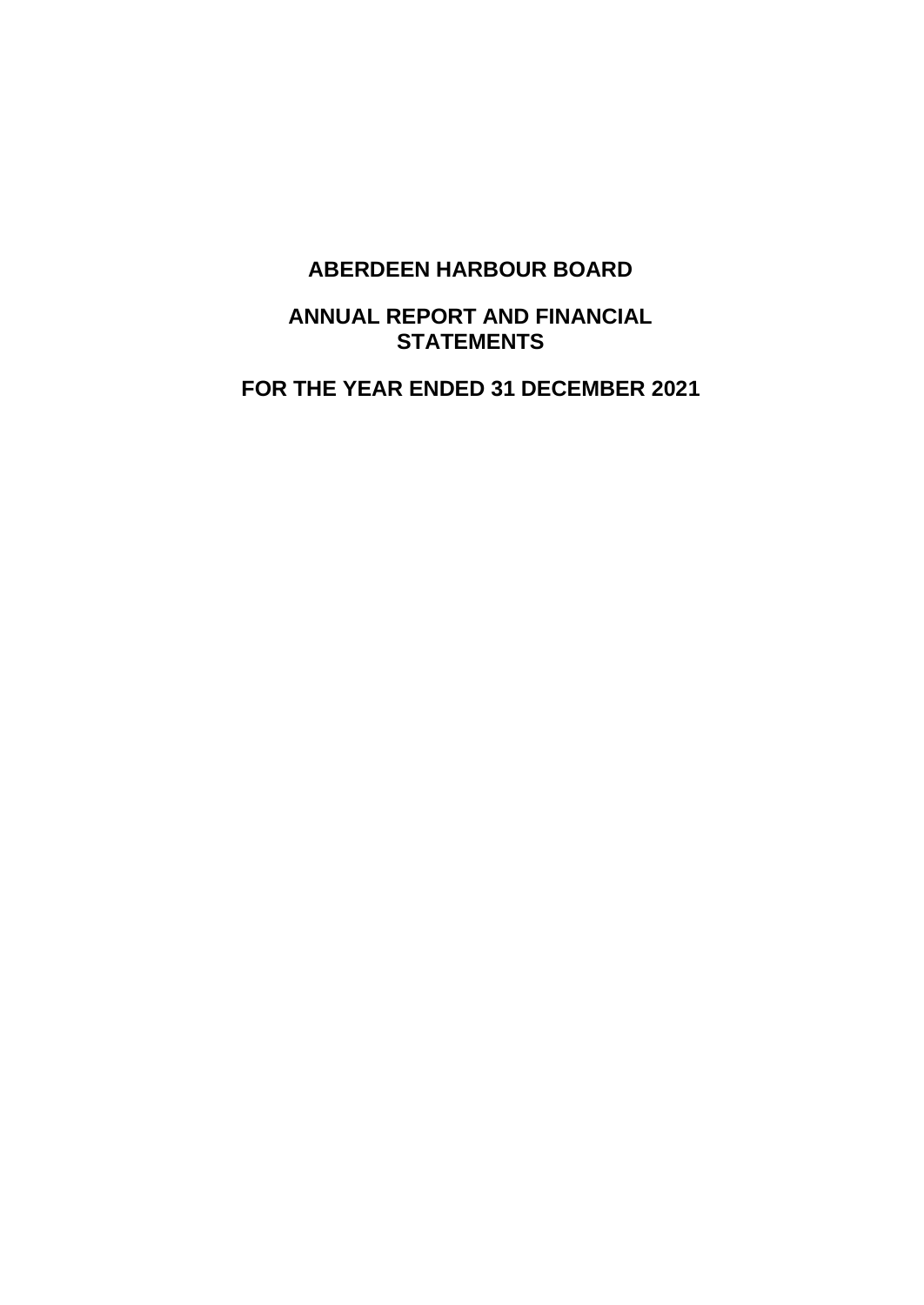# ABERDEEN HARBOUR BOARD

## ANNUAL REPORT AND FINANCIAL STATEMENTS

## FOR THE YEAR ENDED 31 DECEMBER 2021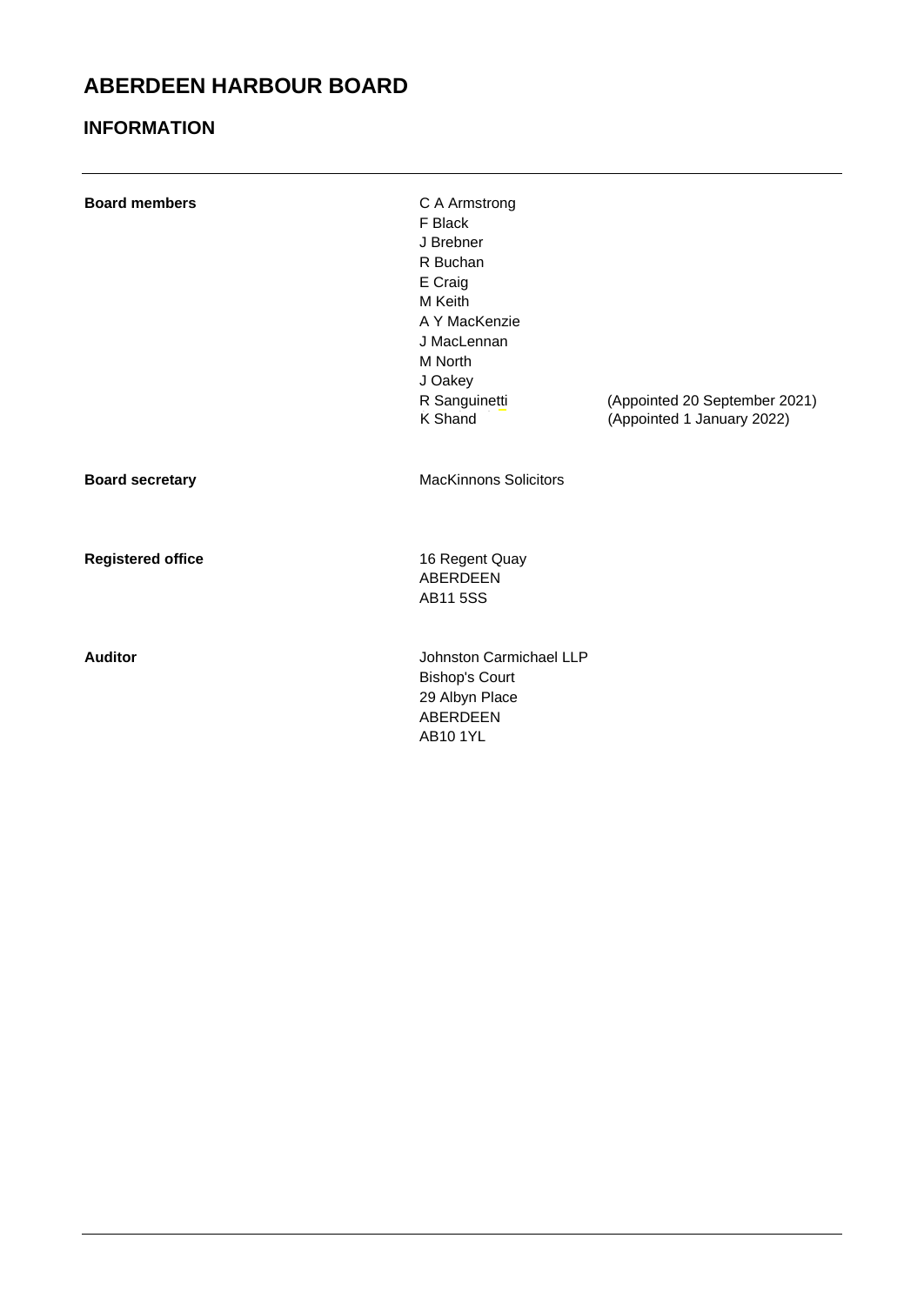# ABERDEEN HARBOUR BOARD

## INFORMATION

| | | |
|---|---|---|
| **Board members** | C A Armstrong | |
| | F Black | |
| | J Brebner | |
| | R Buchan | |
| | E Craig | |
| | M Keith | |
| | A Y MacKenzie | |
| | J MacLennan | |
| | M North | |
| | J Oakey | |
| | R Sanguinetti | (Appointed 20 September 2021) |
| | K Shand | (Appointed 1 January 2022) |
| **Board secretary** | MacKinnons Solicitors | |
| **Registered office** | 16 Regent Quay<br>ABERDEEN<br>AB11 5SS | |
| **Auditor** | Johnston Carmichael LLP<br>Bishop's Court<br>29 Albyn Place<br>ABERDEEN<br>AB10 1YL | |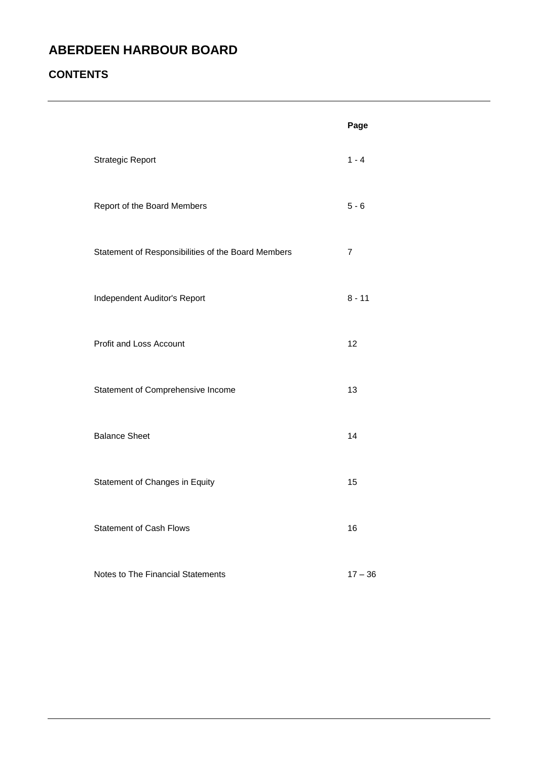# ABERDEEN HARBOUR BOARD

## CONTENTS

| | Page |
|---|---|
| Strategic Report | 1 - 4 |
| Report of the Board Members | 5 - 6 |
| Statement of Responsibilities of the Board Members | 7 |
| Independent Auditor's Report | 8 - 11 |
| Profit and Loss Account | 12 |
| Statement of Comprehensive Income | 13 |
| Balance Sheet | 14 |
| Statement of Changes in Equity | 15 |
| Statement of Cash Flows | 16 |
| Notes to The Financial Statements | 17 – 36 |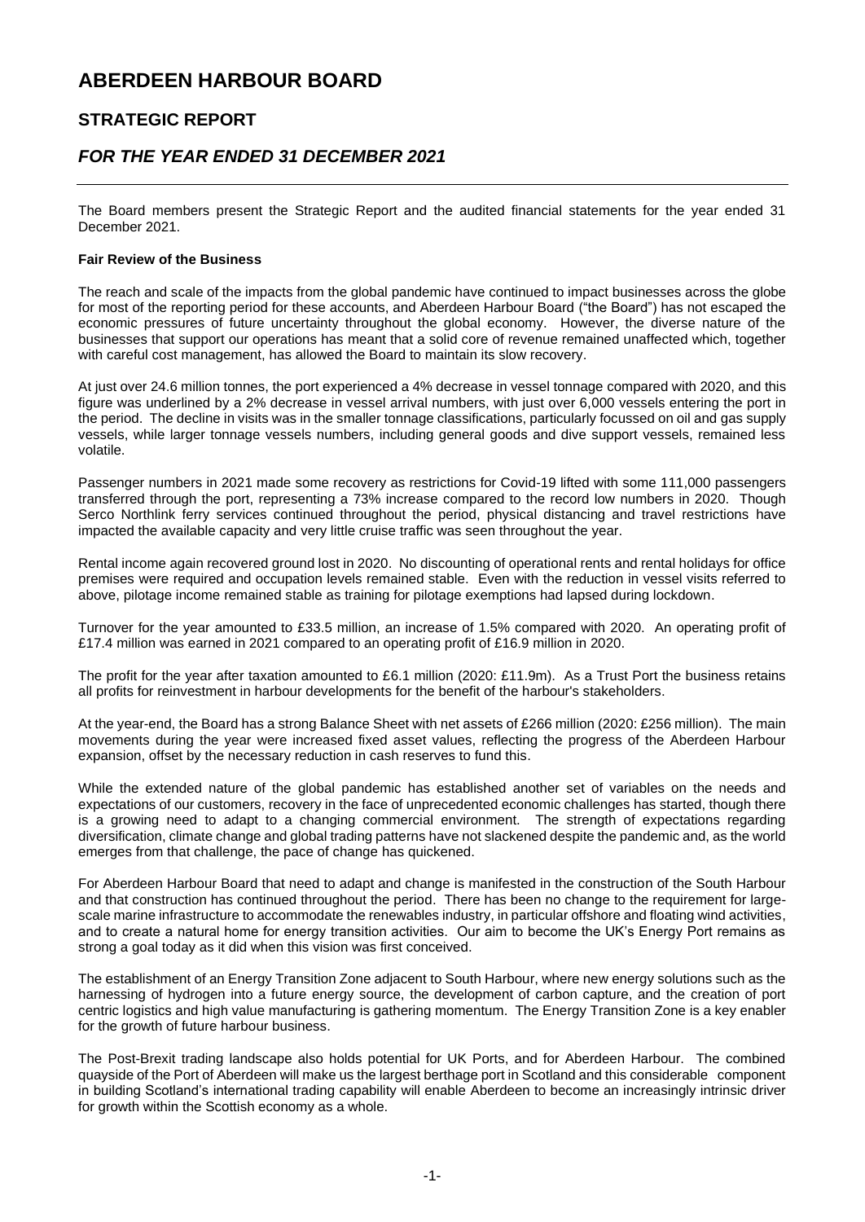# ABERDEEN HARBOUR BOARD

## STRATEGIC REPORT

## *FOR THE YEAR ENDED 31 DECEMBER 2021*

The Board members present the Strategic Report and the audited financial statements for the year ended 31 December 2021.

**Fair Review of the Business**

The reach and scale of the impacts from the global pandemic have continued to impact businesses across the globe for most of the reporting period for these accounts, and Aberdeen Harbour Board ("the Board") has not escaped the economic pressures of future uncertainty throughout the global economy. However, the diverse nature of the businesses that support our operations has meant that a solid core of revenue remained unaffected which, together with careful cost management, has allowed the Board to maintain its slow recovery.

At just over 24.6 million tonnes, the port experienced a 4% decrease in vessel tonnage compared with 2020, and this figure was underlined by a 2% decrease in vessel arrival numbers, with just over 6,000 vessels entering the port in the period. The decline in visits was in the smaller tonnage classifications, particularly focussed on oil and gas supply vessels, while larger tonnage vessels numbers, including general goods and dive support vessels, remained less volatile.

Passenger numbers in 2021 made some recovery as restrictions for Covid-19 lifted with some 111,000 passengers transferred through the port, representing a 73% increase compared to the record low numbers in 2020. Though Serco Northlink ferry services continued throughout the period, physical distancing and travel restrictions have impacted the available capacity and very little cruise traffic was seen throughout the year.

Rental income again recovered ground lost in 2020. No discounting of operational rents and rental holidays for office premises were required and occupation levels remained stable. Even with the reduction in vessel visits referred to above, pilotage income remained stable as training for pilotage exemptions had lapsed during lockdown.

Turnover for the year amounted to £33.5 million, an increase of 1.5% compared with 2020. An operating profit of £17.4 million was earned in 2021 compared to an operating profit of £16.9 million in 2020.

The profit for the year after taxation amounted to £6.1 million (2020: £11.9m). As a Trust Port the business retains all profits for reinvestment in harbour developments for the benefit of the harbour's stakeholders.

At the year-end, the Board has a strong Balance Sheet with net assets of £266 million (2020: £256 million). The main movements during the year were increased fixed asset values, reflecting the progress of the Aberdeen Harbour expansion, offset by the necessary reduction in cash reserves to fund this.

While the extended nature of the global pandemic has established another set of variables on the needs and expectations of our customers, recovery in the face of unprecedented economic challenges has started, though there is a growing need to adapt to a changing commercial environment. The strength of expectations regarding diversification, climate change and global trading patterns have not slackened despite the pandemic and, as the world emerges from that challenge, the pace of change has quickened.

For Aberdeen Harbour Board that need to adapt and change is manifested in the construction of the South Harbour and that construction has continued throughout the period. There has been no change to the requirement for large-scale marine infrastructure to accommodate the renewables industry, in particular offshore and floating wind activities, and to create a natural home for energy transition activities. Our aim to become the UK's Energy Port remains as strong a goal today as it did when this vision was first conceived.

The establishment of an Energy Transition Zone adjacent to South Harbour, where new energy solutions such as the harnessing of hydrogen into a future energy source, the development of carbon capture, and the creation of port centric logistics and high value manufacturing is gathering momentum. The Energy Transition Zone is a key enabler for the growth of future harbour business.

The Post-Brexit trading landscape also holds potential for UK Ports, and for Aberdeen Harbour. The combined quayside of the Port of Aberdeen will make us the largest berthage port in Scotland and this considerable component in building Scotland's international trading capability will enable Aberdeen to become an increasingly intrinsic driver for growth within the Scottish economy as a whole.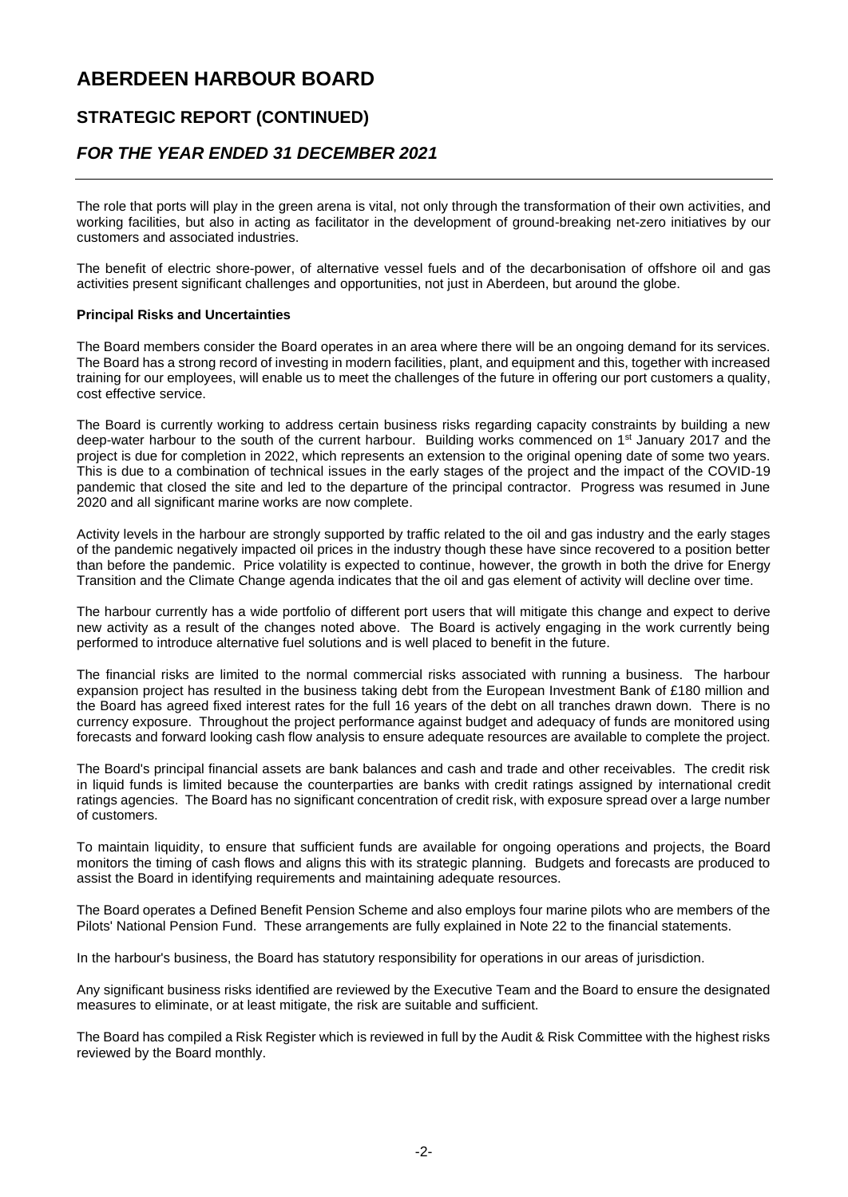The role that ports will play in the green arena is vital, not only through the transformation of their own activities, and working facilities, but also in acting as facilitator in the development of ground-breaking net-zero initiatives by our customers and associated industries.

The benefit of electric shore-power, of alternative vessel fuels and of the decarbonisation of offshore oil and gas activities present significant challenges and opportunities, not just in Aberdeen, but around the globe.

**Principal Risks and Uncertainties**

The Board members consider the Board operates in an area where there will be an ongoing demand for its services. The Board has a strong record of investing in modern facilities, plant, and equipment and this, together with increased training for our employees, will enable us to meet the challenges of the future in offering our port customers a quality, cost effective service.

The Board is currently working to address certain business risks regarding capacity constraints by building a new deep-water harbour to the south of the current harbour. Building works commenced on 1st January 2017 and the project is due for completion in 2022, which represents an extension to the original opening date of some two years. This is due to a combination of technical issues in the early stages of the project and the impact of the COVID-19 pandemic that closed the site and led to the departure of the principal contractor. Progress was resumed in June 2020 and all significant marine works are now complete.

Activity levels in the harbour are strongly supported by traffic related to the oil and gas industry and the early stages of the pandemic negatively impacted oil prices in the industry though these have since recovered to a position better than before the pandemic. Price volatility is expected to continue, however, the growth in both the drive for Energy Transition and the Climate Change agenda indicates that the oil and gas element of activity will decline over time.

The harbour currently has a wide portfolio of different port users that will mitigate this change and expect to derive new activity as a result of the changes noted above. The Board is actively engaging in the work currently being performed to introduce alternative fuel solutions and is well placed to benefit in the future.

The financial risks are limited to the normal commercial risks associated with running a business. The harbour expansion project has resulted in the business taking debt from the European Investment Bank of £180 million and the Board has agreed fixed interest rates for the full 16 years of the debt on all tranches drawn down. There is no currency exposure. Throughout the project performance against budget and adequacy of funds are monitored using forecasts and forward looking cash flow analysis to ensure adequate resources are available to complete the project.

The Board's principal financial assets are bank balances and cash and trade and other receivables. The credit risk in liquid funds is limited because the counterparties are banks with credit ratings assigned by international credit ratings agencies. The Board has no significant concentration of credit risk, with exposure spread over a large number of customers.

To maintain liquidity, to ensure that sufficient funds are available for ongoing operations and projects, the Board monitors the timing of cash flows and aligns this with its strategic planning. Budgets and forecasts are produced to assist the Board in identifying requirements and maintaining adequate resources.

The Board operates a Defined Benefit Pension Scheme and also employs four marine pilots who are members of the Pilots' National Pension Fund. These arrangements are fully explained in Note 22 to the financial statements.

In the harbour's business, the Board has statutory responsibility for operations in our areas of jurisdiction.

Any significant business risks identified are reviewed by the Executive Team and the Board to ensure the designated measures to eliminate, or at least mitigate, the risk are suitable and sufficient.

The Board has compiled a Risk Register which is reviewed in full by the Audit & Risk Committee with the highest risks reviewed by the Board monthly.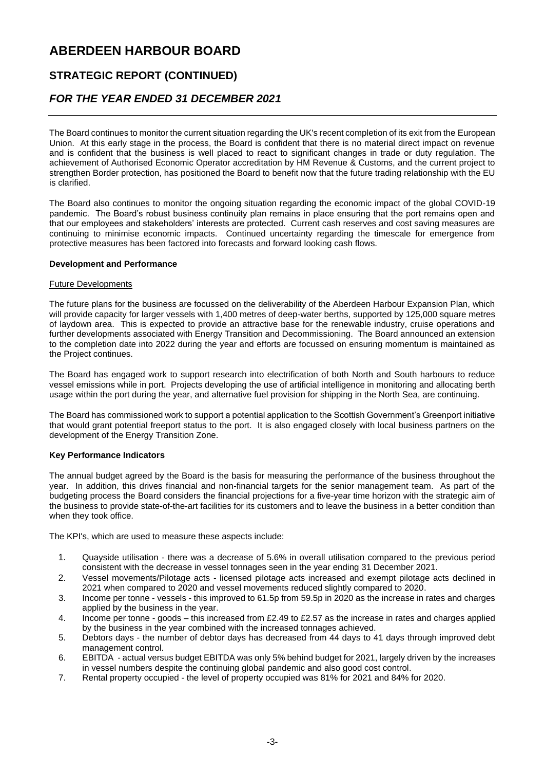# ABERDEEN HARBOUR BOARD

## STRATEGIC REPORT (CONTINUED)

## *FOR THE YEAR ENDED 31 DECEMBER 2021*

The Board continues to monitor the current situation regarding the UK's recent completion of its exit from the European Union. At this early stage in the process, the Board is confident that there is no material direct impact on revenue and is confident that the business is well placed to react to significant changes in trade or duty regulation. The achievement of Authorised Economic Operator accreditation by HM Revenue & Customs, and the current project to strengthen Border protection, has positioned the Board to benefit now that the future trading relationship with the EU is clarified.

The Board also continues to monitor the ongoing situation regarding the economic impact of the global COVID-19 pandemic. The Board's robust business continuity plan remains in place ensuring that the port remains open and that our employees and stakeholders' interests are protected. Current cash reserves and cost saving measures are continuing to minimise economic impacts. Continued uncertainty regarding the timescale for emergence from protective measures has been factored into forecasts and forward looking cash flows.

**Development and Performance**

Future Developments

The future plans for the business are focussed on the deliverability of the Aberdeen Harbour Expansion Plan, which will provide capacity for larger vessels with 1,400 metres of deep-water berths, supported by 125,000 square metres of laydown area. This is expected to provide an attractive base for the renewable industry, cruise operations and further developments associated with Energy Transition and Decommissioning. The Board announced an extension to the completion date into 2022 during the year and efforts are focussed on ensuring momentum is maintained as the Project continues.

The Board has engaged work to support research into electrification of both North and South harbours to reduce vessel emissions while in port. Projects developing the use of artificial intelligence in monitoring and allocating berth usage within the port during the year, and alternative fuel provision for shipping in the North Sea, are continuing.

The Board has commissioned work to support a potential application to the Scottish Government's Greenport initiative that would grant potential freeport status to the port. It is also engaged closely with local business partners on the development of the Energy Transition Zone.

**Key Performance Indicators**

The annual budget agreed by the Board is the basis for measuring the performance of the business throughout the year. In addition, this drives financial and non-financial targets for the senior management team. As part of the budgeting process the Board considers the financial projections for a five-year time horizon with the strategic aim of the business to provide state-of-the-art facilities for its customers and to leave the business in a better condition than when they took office.

The KPI's, which are used to measure these aspects include:

1. Quayside utilisation - there was a decrease of 5.6% in overall utilisation compared to the previous period consistent with the decrease in vessel tonnages seen in the year ending 31 December 2021.
2. Vessel movements/Pilotage acts - licensed pilotage acts increased and exempt pilotage acts declined in 2021 when compared to 2020 and vessel movements reduced slightly compared to 2020.
3. Income per tonne - vessels - this improved to 61.5p from 59.5p in 2020 as the increase in rates and charges applied by the business in the year.
4. Income per tonne - goods – this increased from £2.49 to £2.57 as the increase in rates and charges applied by the business in the year combined with the increased tonnages achieved.
5. Debtors days - the number of debtor days has decreased from 44 days to 41 days through improved debt management control.
6. EBITDA - actual versus budget EBITDA was only 5% behind budget for 2021, largely driven by the increases in vessel numbers despite the continuing global pandemic and also good cost control.
7. Rental property occupied - the level of property occupied was 81% for 2021 and 84% for 2020.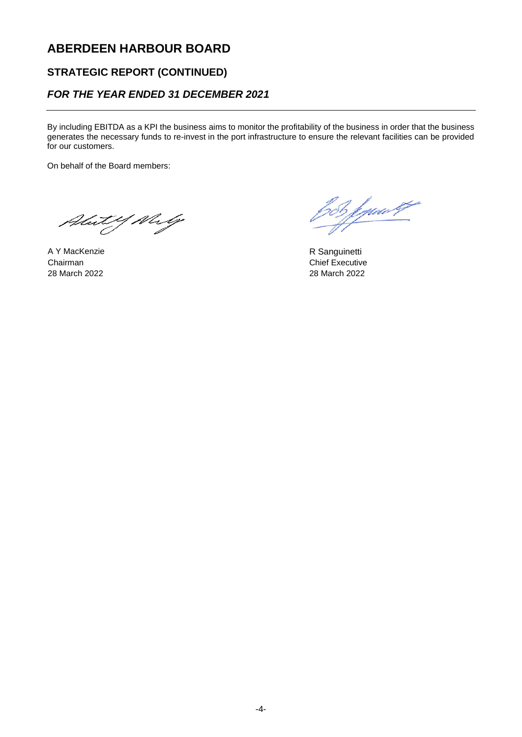# ABERDEEN HARBOUR BOARD

## STRATEGIC REPORT (CONTINUED)

### *FOR THE YEAR ENDED 31 DECEMBER 2021*

By including EBITDA as a KPI the business aims to monitor the profitability of the business in order that the business generates the necessary funds to re-invest in the port infrastructure to ensure the relevant facilities can be provided for our customers.

On behalf of the Board members:

A Y MacKenzie
Chairman
28 March 2022

R Sanguinetti
Chief Executive
28 March 2022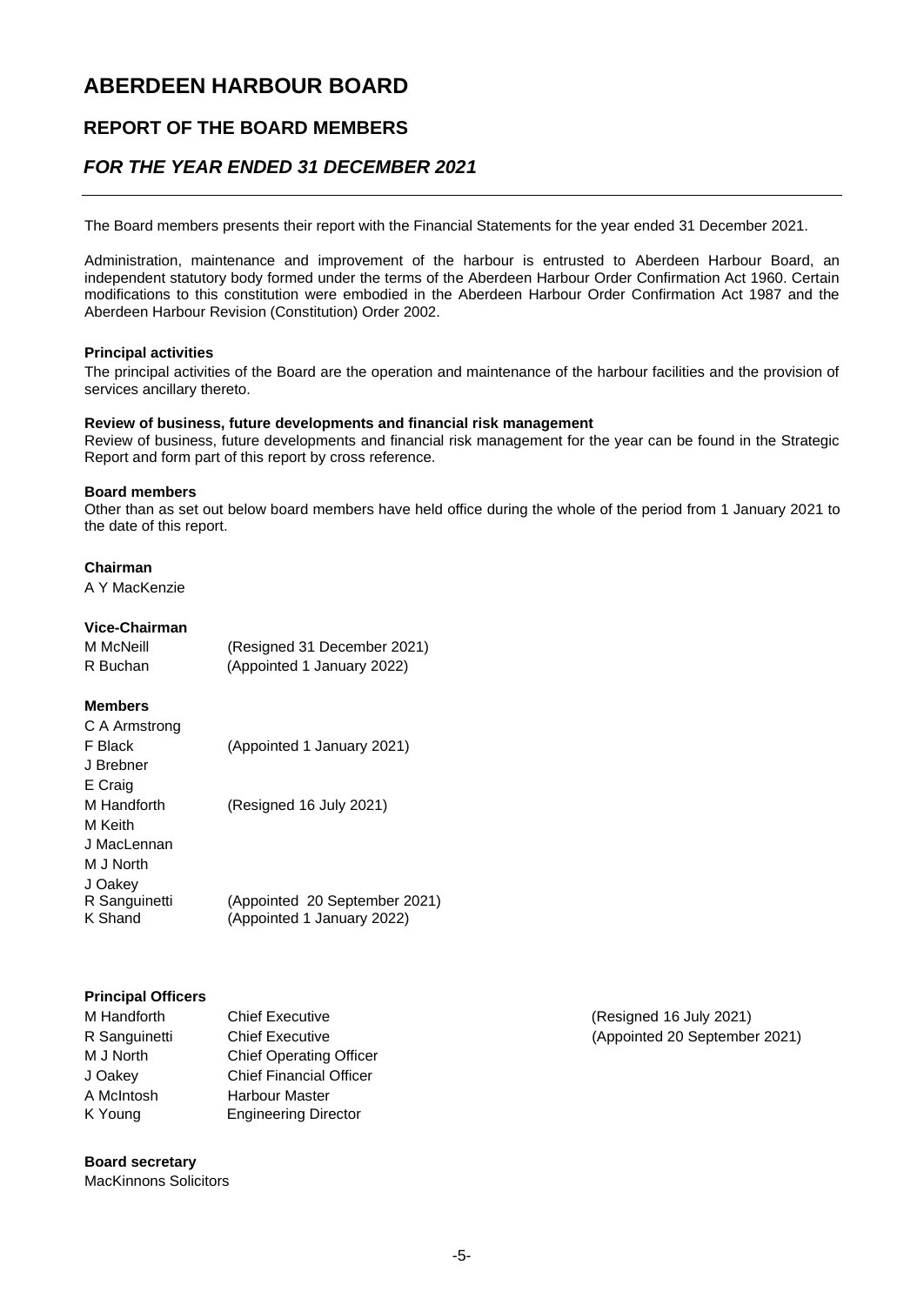# ABERDEEN HARBOUR BOARD

## REPORT OF THE BOARD MEMBERS

## *FOR THE YEAR ENDED 31 DECEMBER 2021*

The Board members presents their report with the Financial Statements for the year ended 31 December 2021.

Administration, maintenance and improvement of the harbour is entrusted to Aberdeen Harbour Board, an independent statutory body formed under the terms of the Aberdeen Harbour Order Confirmation Act 1960. Certain modifications to this constitution were embodied in the Aberdeen Harbour Order Confirmation Act 1987 and the Aberdeen Harbour Revision (Constitution) Order 2002.

**Principal activities**

The principal activities of the Board are the operation and maintenance of the harbour facilities and the provision of services ancillary thereto.

**Review of business, future developments and financial risk management**

Review of business, future developments and financial risk management for the year can be found in the Strategic Report and form part of this report by cross reference.

**Board members**

Other than as set out below board members have held office during the whole of the period from 1 January 2021 to the date of this report.

**Chairman**

A Y MacKenzie

**Vice-Chairman**

| | |
|---|---|
| M McNeill | (Resigned 31 December 2021) |
| R Buchan | (Appointed 1 January 2022) |

**Members**

| | |
|---|---|
| C A Armstrong | |
| F Black | (Appointed 1 January 2021) |
| J Brebner | |
| E Craig | |
| M Handforth | (Resigned 16 July 2021) |
| M Keith | |
| J MacLennan | |
| M J North | |
| J Oakey | |
| R Sanguinetti | (Appointed 20 September 2021) |
| K Shand | (Appointed 1 January 2022) |

**Principal Officers**

| | | |
|---|---|---|
| M Handforth | Chief Executive | (Resigned 16 July 2021) |
| R Sanguinetti | Chief Executive | (Appointed 20 September 2021) |
| M J North | Chief Operating Officer | |
| J Oakey | Chief Financial Officer | |
| A McIntosh | Harbour Master | |
| K Young | Engineering Director | |

**Board secretary**

MacKinnons Solicitors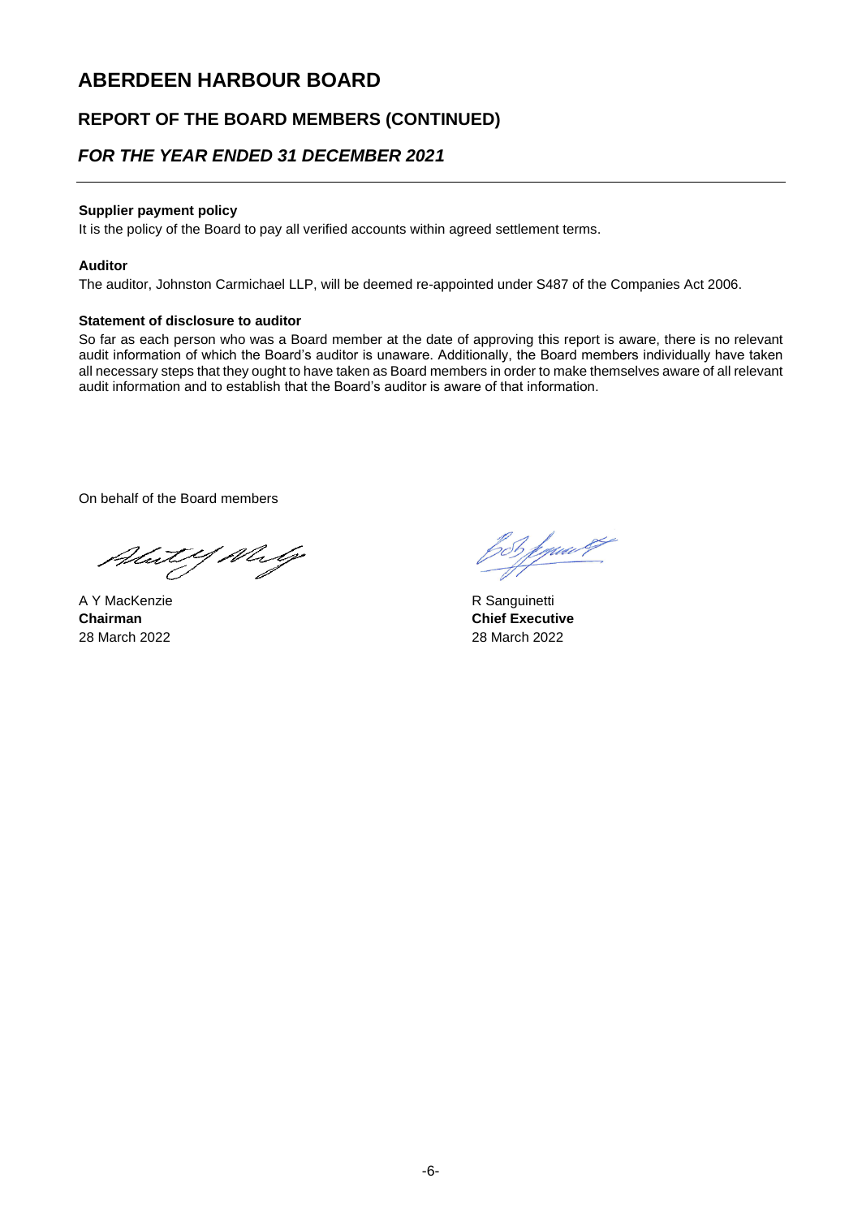# ABERDEEN HARBOUR BOARD

## REPORT OF THE BOARD MEMBERS (CONTINUED)

## *FOR THE YEAR ENDED 31 DECEMBER 2021*

**Supplier payment policy**

It is the policy of the Board to pay all verified accounts within agreed settlement terms.

**Auditor**

The auditor, Johnston Carmichael LLP, will be deemed re-appointed under S487 of the Companies Act 2006.

**Statement of disclosure to auditor**

So far as each person who was a Board member at the date of approving this report is aware, there is no relevant audit information of which the Board's auditor is unaware. Additionally, the Board members individually have taken all necessary steps that they ought to have taken as Board members in order to make themselves aware of all relevant audit information and to establish that the Board's auditor is aware of that information.

On behalf of the Board members

A Y MacKenzie
**Chairman**
28 March 2022

R Sanguinetti
**Chief Executive**
28 March 2022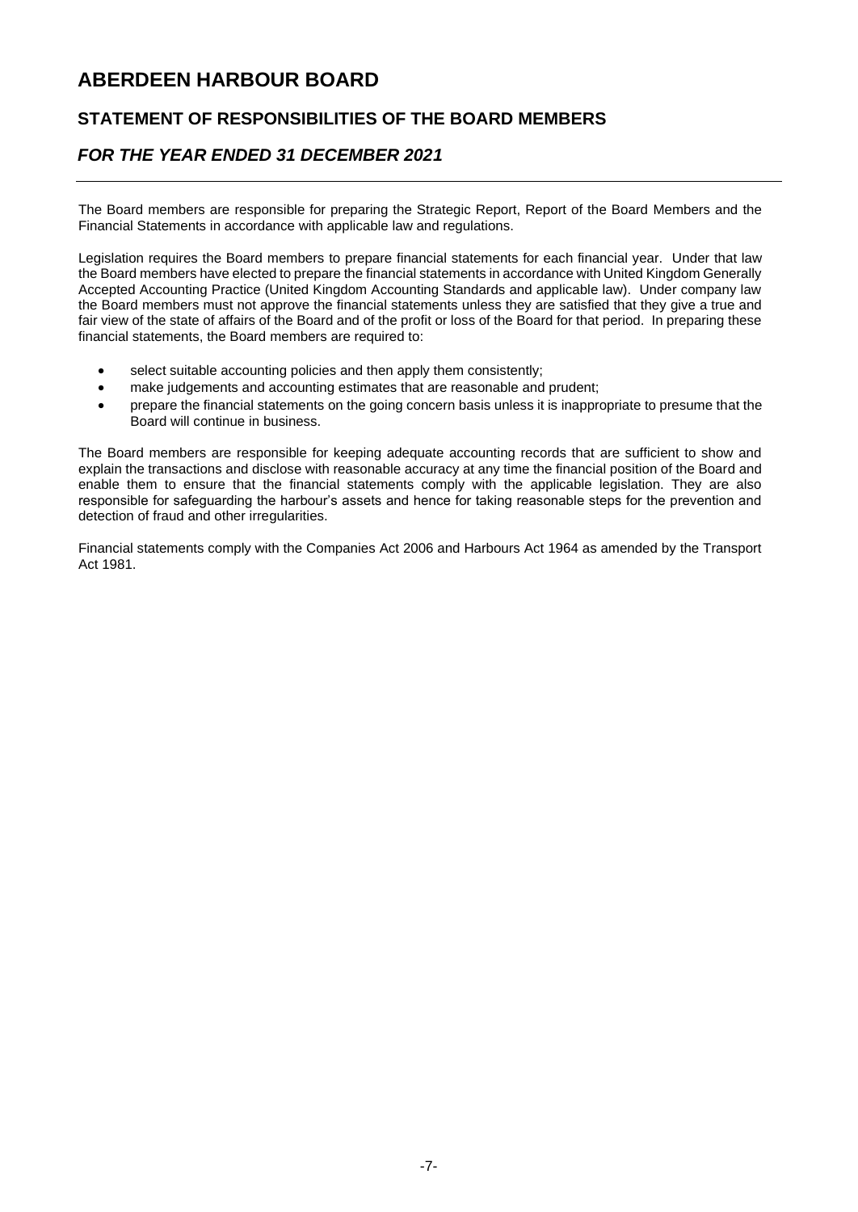# ABERDEEN HARBOUR BOARD

## STATEMENT OF RESPONSIBILITIES OF THE BOARD MEMBERS

## *FOR THE YEAR ENDED 31 DECEMBER 2021*

The Board members are responsible for preparing the Strategic Report, Report of the Board Members and the Financial Statements in accordance with applicable law and regulations.

Legislation requires the Board members to prepare financial statements for each financial year. Under that law the Board members have elected to prepare the financial statements in accordance with United Kingdom Generally Accepted Accounting Practice (United Kingdom Accounting Standards and applicable law). Under company law the Board members must not approve the financial statements unless they are satisfied that they give a true and fair view of the state of affairs of the Board and of the profit or loss of the Board for that period. In preparing these financial statements, the Board members are required to:

- select suitable accounting policies and then apply them consistently;
- make judgements and accounting estimates that are reasonable and prudent;
- prepare the financial statements on the going concern basis unless it is inappropriate to presume that the Board will continue in business.

The Board members are responsible for keeping adequate accounting records that are sufficient to show and explain the transactions and disclose with reasonable accuracy at any time the financial position of the Board and enable them to ensure that the financial statements comply with the applicable legislation. They are also responsible for safeguarding the harbour's assets and hence for taking reasonable steps for the prevention and detection of fraud and other irregularities.

Financial statements comply with the Companies Act 2006 and Harbours Act 1964 as amended by the Transport Act 1981.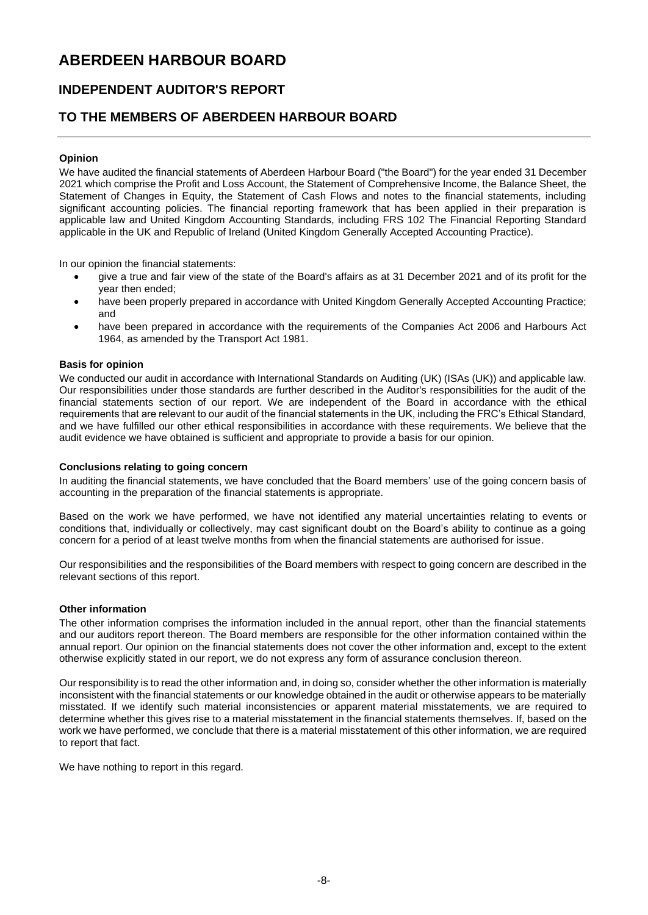# ABERDEEN HARBOUR BOARD

## INDEPENDENT AUDITOR'S REPORT

## TO THE MEMBERS OF ABERDEEN HARBOUR BOARD

**Opinion**

We have audited the financial statements of Aberdeen Harbour Board ("the Board") for the year ended 31 December 2021 which comprise the Profit and Loss Account, the Statement of Comprehensive Income, the Balance Sheet, the Statement of Changes in Equity, the Statement of Cash Flows and notes to the financial statements, including significant accounting policies. The financial reporting framework that has been applied in their preparation is applicable law and United Kingdom Accounting Standards, including FRS 102 The Financial Reporting Standard applicable in the UK and Republic of Ireland (United Kingdom Generally Accepted Accounting Practice).

In our opinion the financial statements:

- give a true and fair view of the state of the Board's affairs as at 31 December 2021 and of its profit for the year then ended;
- have been properly prepared in accordance with United Kingdom Generally Accepted Accounting Practice; and
- have been prepared in accordance with the requirements of the Companies Act 2006 and Harbours Act 1964, as amended by the Transport Act 1981.

**Basis for opinion**

We conducted our audit in accordance with International Standards on Auditing (UK) (ISAs (UK)) and applicable law. Our responsibilities under those standards are further described in the Auditor's responsibilities for the audit of the financial statements section of our report. We are independent of the Board in accordance with the ethical requirements that are relevant to our audit of the financial statements in the UK, including the FRC's Ethical Standard, and we have fulfilled our other ethical responsibilities in accordance with these requirements. We believe that the audit evidence we have obtained is sufficient and appropriate to provide a basis for our opinion.

**Conclusions relating to going concern**

In auditing the financial statements, we have concluded that the Board members' use of the going concern basis of accounting in the preparation of the financial statements is appropriate.

Based on the work we have performed, we have not identified any material uncertainties relating to events or conditions that, individually or collectively, may cast significant doubt on the Board's ability to continue as a going concern for a period of at least twelve months from when the financial statements are authorised for issue.

Our responsibilities and the responsibilities of the Board members with respect to going concern are described in the relevant sections of this report.

**Other information**

The other information comprises the information included in the annual report, other than the financial statements and our auditors report thereon. The Board members are responsible for the other information contained within the annual report. Our opinion on the financial statements does not cover the other information and, except to the extent otherwise explicitly stated in our report, we do not express any form of assurance conclusion thereon.

Our responsibility is to read the other information and, in doing so, consider whether the other information is materially inconsistent with the financial statements or our knowledge obtained in the audit or otherwise appears to be materially misstated. If we identify such material inconsistencies or apparent material misstatements, we are required to determine whether this gives rise to a material misstatement in the financial statements themselves. If, based on the work we have performed, we conclude that there is a material misstatement of this other information, we are required to report that fact.

We have nothing to report in this regard.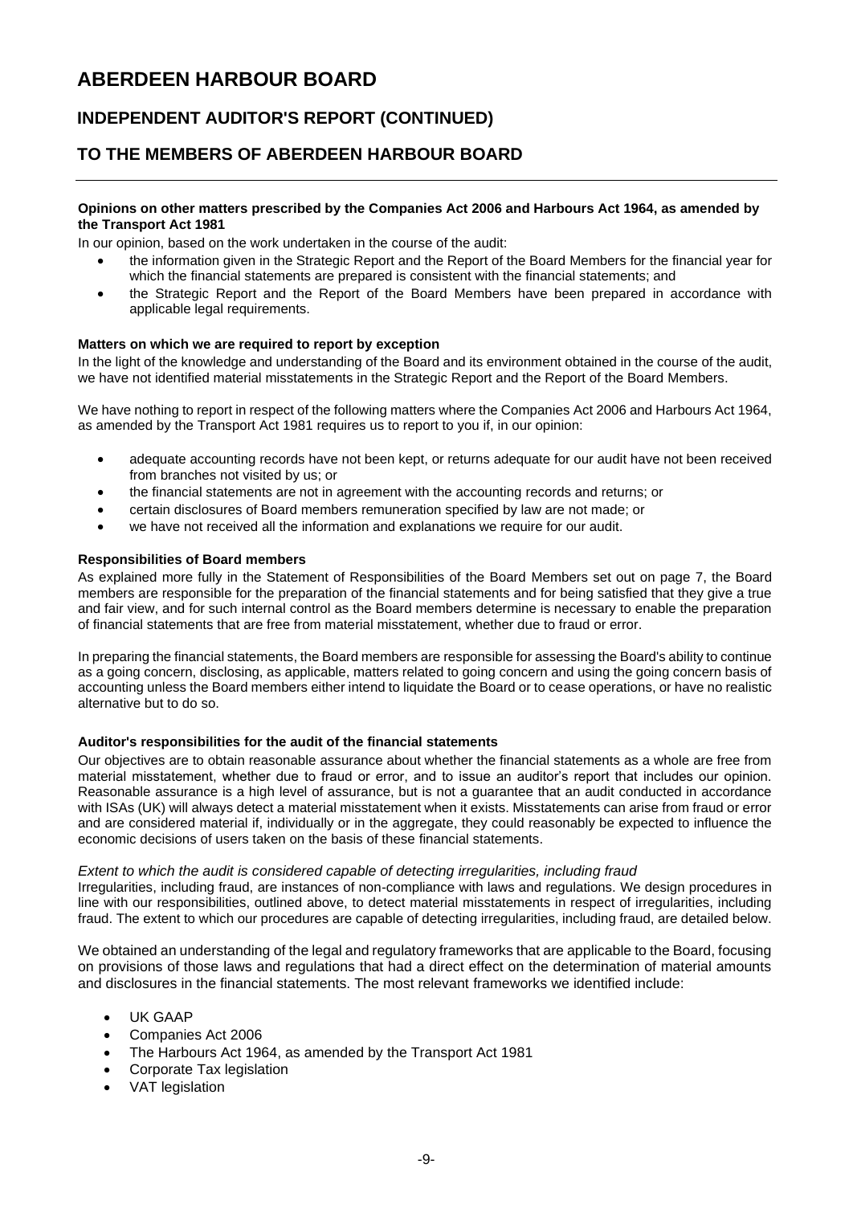# ABERDEEN HARBOUR BOARD

## INDEPENDENT AUDITOR'S REPORT (CONTINUED)

## TO THE MEMBERS OF ABERDEEN HARBOUR BOARD

**Opinions on other matters prescribed by the Companies Act 2006 and Harbours Act 1964, as amended by the Transport Act 1981**

In our opinion, based on the work undertaken in the course of the audit:

- the information given in the Strategic Report and the Report of the Board Members for the financial year for which the financial statements are prepared is consistent with the financial statements; and
- the Strategic Report and the Report of the Board Members have been prepared in accordance with applicable legal requirements.

**Matters on which we are required to report by exception**

In the light of the knowledge and understanding of the Board and its environment obtained in the course of the audit, we have not identified material misstatements in the Strategic Report and the Report of the Board Members.

We have nothing to report in respect of the following matters where the Companies Act 2006 and Harbours Act 1964, as amended by the Transport Act 1981 requires us to report to you if, in our opinion:

- adequate accounting records have not been kept, or returns adequate for our audit have not been received from branches not visited by us; or
- the financial statements are not in agreement with the accounting records and returns; or
- certain disclosures of Board members remuneration specified by law are not made; or
- we have not received all the information and explanations we require for our audit.

**Responsibilities of Board members**

As explained more fully in the Statement of Responsibilities of the Board Members set out on page 7, the Board members are responsible for the preparation of the financial statements and for being satisfied that they give a true and fair view, and for such internal control as the Board members determine is necessary to enable the preparation of financial statements that are free from material misstatement, whether due to fraud or error.

In preparing the financial statements, the Board members are responsible for assessing the Board's ability to continue as a going concern, disclosing, as applicable, matters related to going concern and using the going concern basis of accounting unless the Board members either intend to liquidate the Board or to cease operations, or have no realistic alternative but to do so.

**Auditor's responsibilities for the audit of the financial statements**

Our objectives are to obtain reasonable assurance about whether the financial statements as a whole are free from material misstatement, whether due to fraud or error, and to issue an auditor's report that includes our opinion. Reasonable assurance is a high level of assurance, but is not a guarantee that an audit conducted in accordance with ISAs (UK) will always detect a material misstatement when it exists. Misstatements can arise from fraud or error and are considered material if, individually or in the aggregate, they could reasonably be expected to influence the economic decisions of users taken on the basis of these financial statements.

*Extent to which the audit is considered capable of detecting irregularities, including fraud*

Irregularities, including fraud, are instances of non-compliance with laws and regulations. We design procedures in line with our responsibilities, outlined above, to detect material misstatements in respect of irregularities, including fraud. The extent to which our procedures are capable of detecting irregularities, including fraud, are detailed below.

We obtained an understanding of the legal and regulatory frameworks that are applicable to the Board, focusing on provisions of those laws and regulations that had a direct effect on the determination of material amounts and disclosures in the financial statements. The most relevant frameworks we identified include:

- UK GAAP
- Companies Act 2006
- The Harbours Act 1964, as amended by the Transport Act 1981
- Corporate Tax legislation
- VAT legislation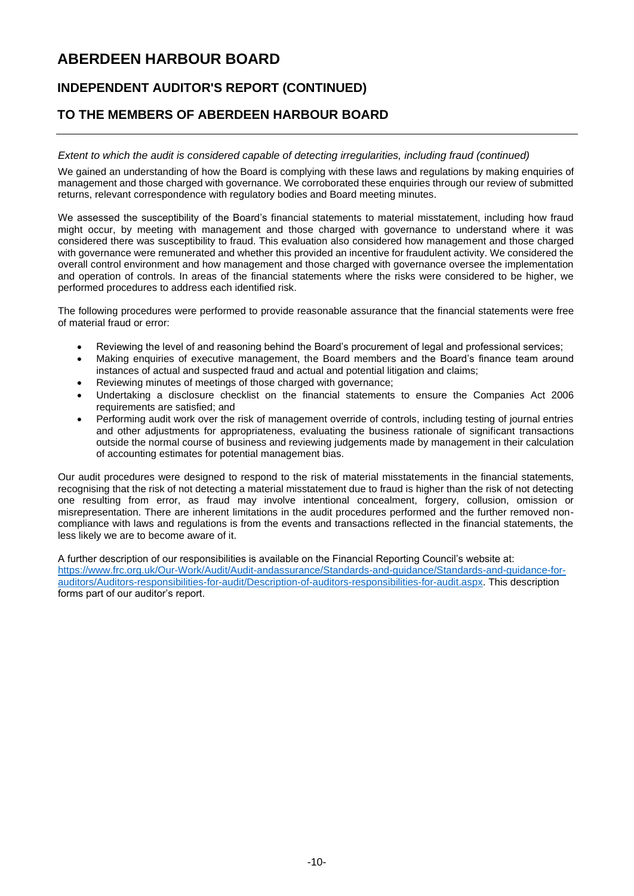# ABERDEEN HARBOUR BOARD

## INDEPENDENT AUDITOR'S REPORT (CONTINUED)

## TO THE MEMBERS OF ABERDEEN HARBOUR BOARD

*Extent to which the audit is considered capable of detecting irregularities, including fraud (continued)*

We gained an understanding of how the Board is complying with these laws and regulations by making enquiries of management and those charged with governance. We corroborated these enquiries through our review of submitted returns, relevant correspondence with regulatory bodies and Board meeting minutes.

We assessed the susceptibility of the Board's financial statements to material misstatement, including how fraud might occur, by meeting with management and those charged with governance to understand where it was considered there was susceptibility to fraud. This evaluation also considered how management and those charged with governance were remunerated and whether this provided an incentive for fraudulent activity. We considered the overall control environment and how management and those charged with governance oversee the implementation and operation of controls. In areas of the financial statements where the risks were considered to be higher, we performed procedures to address each identified risk.

The following procedures were performed to provide reasonable assurance that the financial statements were free of material fraud or error:

- Reviewing the level of and reasoning behind the Board's procurement of legal and professional services;
- Making enquiries of executive management, the Board members and the Board's finance team around instances of actual and suspected fraud and actual and potential litigation and claims;
- Reviewing minutes of meetings of those charged with governance;
- Undertaking a disclosure checklist on the financial statements to ensure the Companies Act 2006 requirements are satisfied; and
- Performing audit work over the risk of management override of controls, including testing of journal entries and other adjustments for appropriateness, evaluating the business rationale of significant transactions outside the normal course of business and reviewing judgements made by management in their calculation of accounting estimates for potential management bias.

Our audit procedures were designed to respond to the risk of material misstatements in the financial statements, recognising that the risk of not detecting a material misstatement due to fraud is higher than the risk of not detecting one resulting from error, as fraud may involve intentional concealment, forgery, collusion, omission or misrepresentation. There are inherent limitations in the audit procedures performed and the further removed non-compliance with laws and regulations is from the events and transactions reflected in the financial statements, the less likely we are to become aware of it.

A further description of our responsibilities is available on the Financial Reporting Council's website at: https://www.frc.org.uk/Our-Work/Audit/Audit-andassurance/Standards-and-guidance/Standards-and-guidance-for-auditors/Auditors-responsibilities-for-audit/Description-of-auditors-responsibilities-for-audit.aspx. This description forms part of our auditor's report.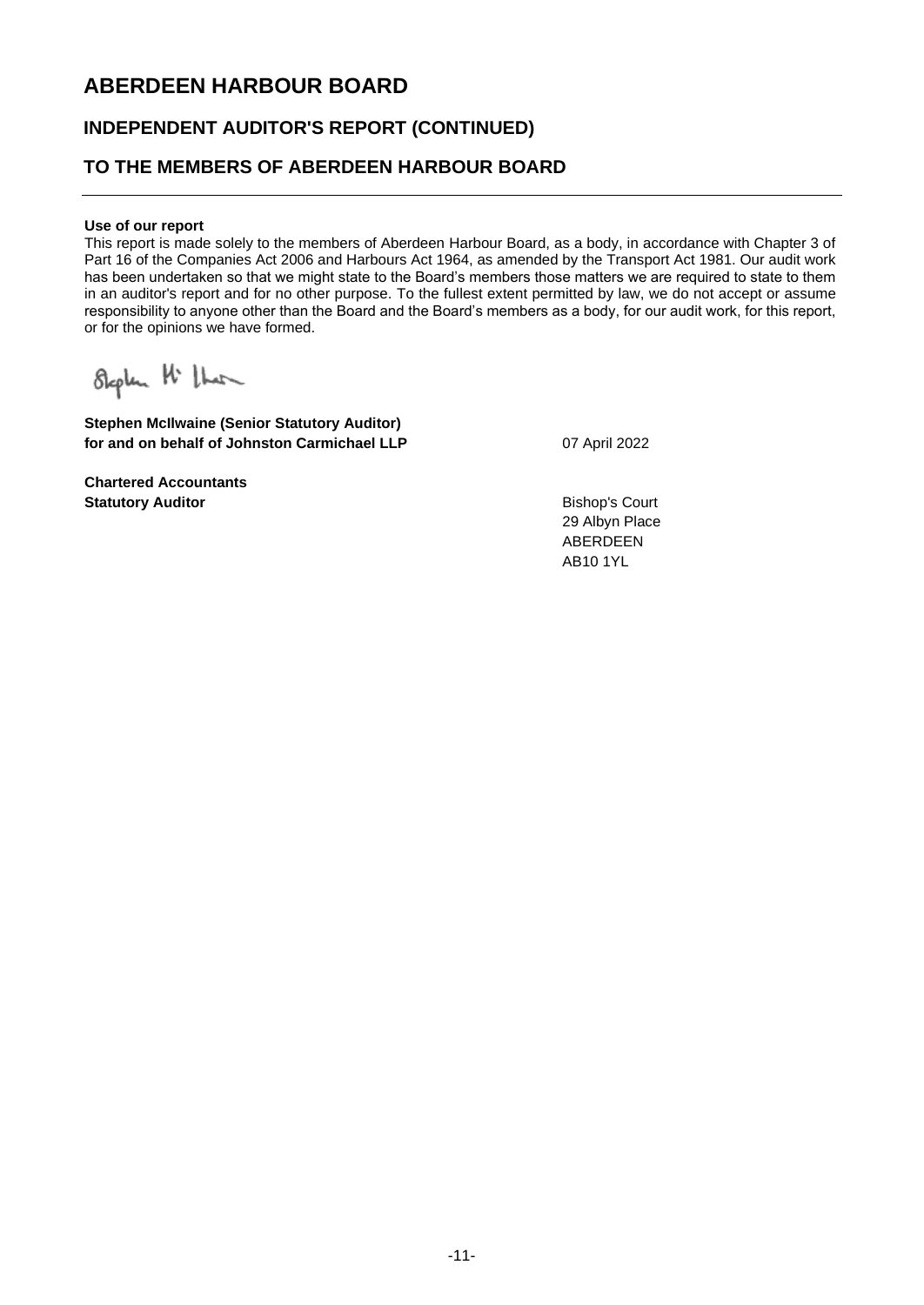# ABERDEEN HARBOUR BOARD

## INDEPENDENT AUDITOR'S REPORT (CONTINUED)

## TO THE MEMBERS OF ABERDEEN HARBOUR BOARD

**Use of our report**

This report is made solely to the members of Aberdeen Harbour Board, as a body, in accordance with Chapter 3 of Part 16 of the Companies Act 2006 and Harbours Act 1964, as amended by the Transport Act 1981. Our audit work has been undertaken so that we might state to the Board's members those matters we are required to state to them in an auditor's report and for no other purpose. To the fullest extent permitted by law, we do not accept or assume responsibility to anyone other than the Board and the Board's members as a body, for our audit work, for this report, or for the opinions we have formed.

**Stephen McIlwaine (Senior Statutory Auditor)**
**for and on behalf of Johnston Carmichael LLP**

07 April 2022

**Chartered Accountants**
**Statutory Auditor**

Bishop's Court
29 Albyn Place
ABERDEEN
AB10 1YL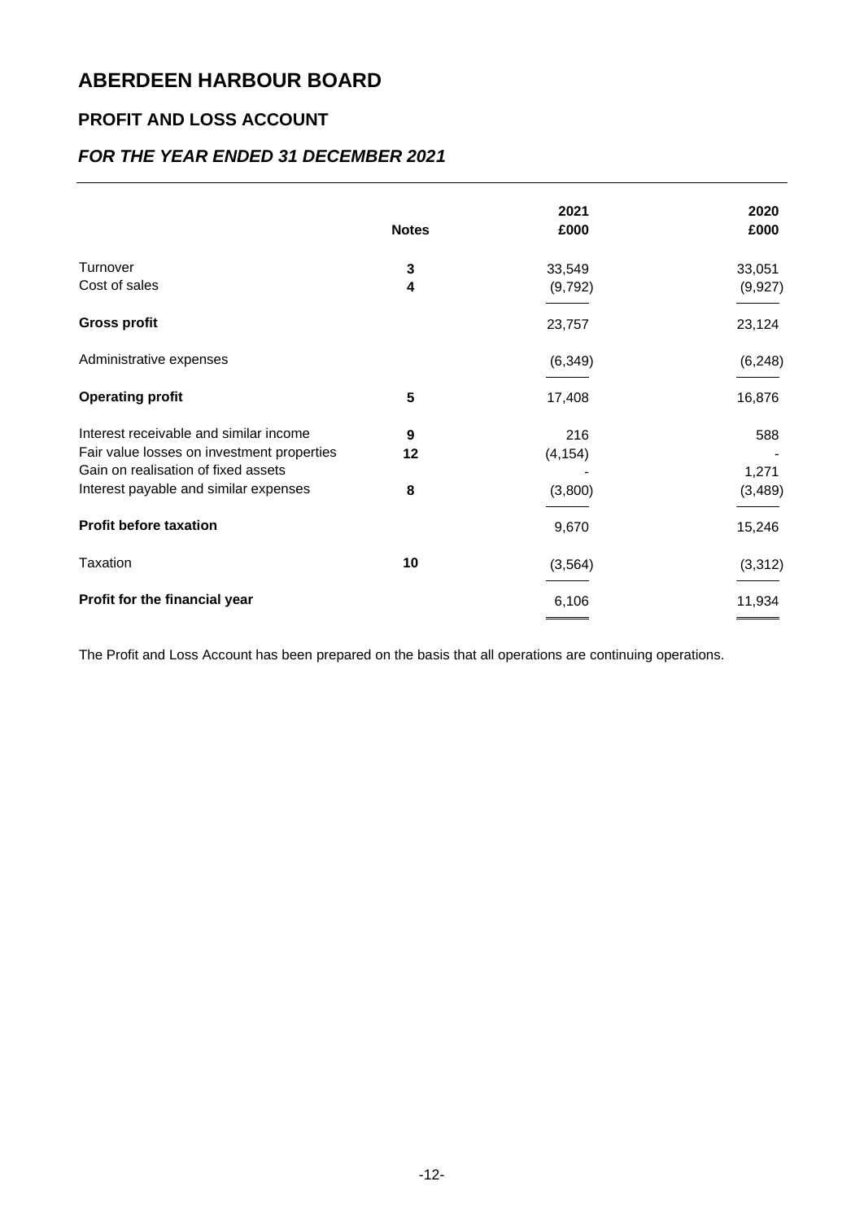# ABERDEEN HARBOUR BOARD

## PROFIT AND LOSS ACCOUNT

### *FOR THE YEAR ENDED 31 DECEMBER 2021*

| | Notes | 2021<br>£000 | 2020<br>£000 |
|---|---|---|---|
| Turnover | 3 | 33,549 | 33,051 |
| Cost of sales | 4 | (9,792) | (9,927) |
| **Gross profit** | | 23,757 | 23,124 |
| Administrative expenses | | (6,349) | (6,248) |
| **Operating profit** | 5 | 17,408 | 16,876 |
| Interest receivable and similar income | 9 | 216 | 588 |
| Fair value losses on investment properties | 12 | (4,154) | - |
| Gain on realisation of fixed assets | | - | 1,271 |
| Interest payable and similar expenses | 8 | (3,800) | (3,489) |
| **Profit before taxation** | | 9,670 | 15,246 |
| Taxation | 10 | (3,564) | (3,312) |
| **Profit for the financial year** | | 6,106 | 11,934 |

The Profit and Loss Account has been prepared on the basis that all operations are continuing operations.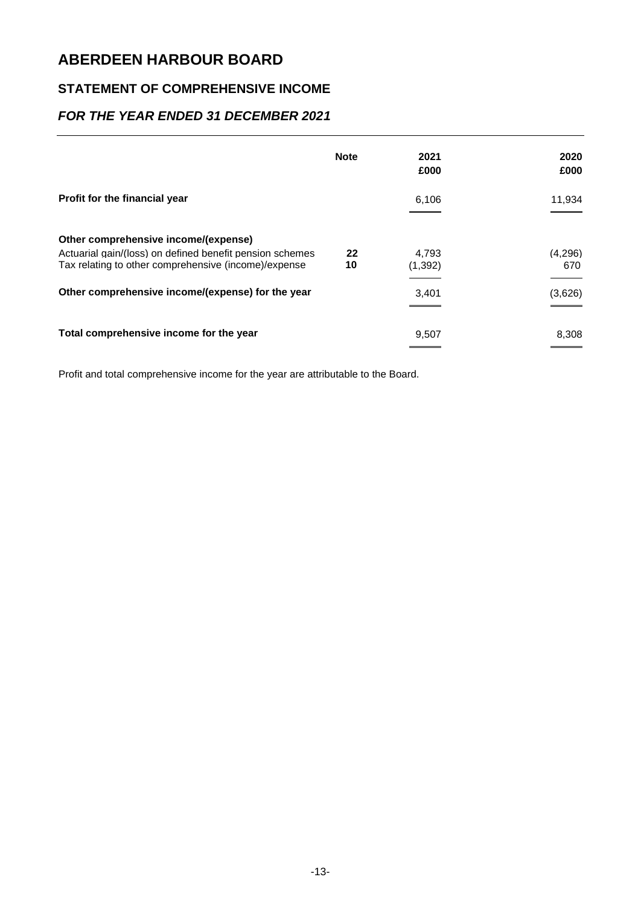# ABERDEEN HARBOUR BOARD

## STATEMENT OF COMPREHENSIVE INCOME

### *FOR THE YEAR ENDED 31 DECEMBER 2021*

| | Note | 2021<br>£000 | 2020<br>£000 |
|---|---|---|---|
| **Profit for the financial year** | | 6,106 | 11,934 |
| **Other comprehensive income/(expense)** | | | |
| Actuarial gain/(loss) on defined benefit pension schemes | **22** | 4,793 | (4,296) |
| Tax relating to other comprehensive (income)/expense | **10** | (1,392) | 670 |
| **Other comprehensive income/(expense) for the year** | | 3,401 | (3,626) |
| **Total comprehensive income for the year** | | 9,507 | 8,308 |

Profit and total comprehensive income for the year are attributable to the Board.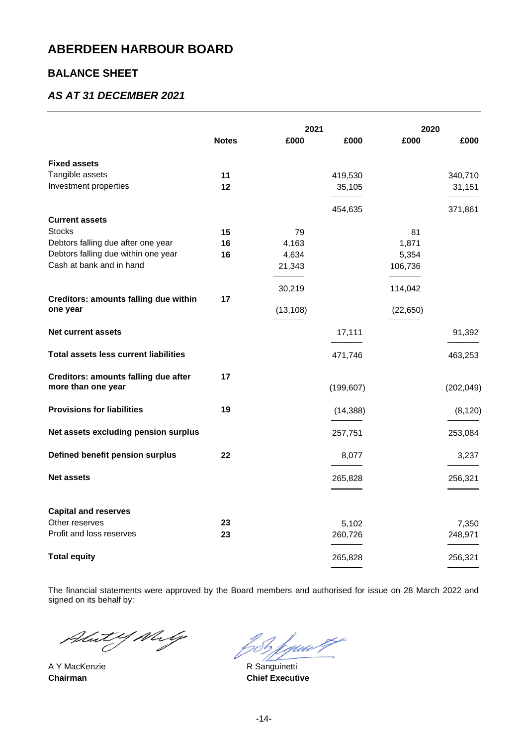# ABERDEEN HARBOUR BOARD

## BALANCE SHEET

### *AS AT 31 DECEMBER 2021*

| | Notes | 2021 £000 | 2021 £000 | 2020 £000 | 2020 £000 |
|---|---|---|---|---|---|
| **Fixed assets** | | | | | |
| Tangible assets | **11** | | 419,530 | | 340,710 |
| Investment properties | **12** | | 35,105 | | 31,151 |
| | | | 454,635 | | 371,861 |
| **Current assets** | | | | | |
| Stocks | **15** | 79 | | 81 | |
| Debtors falling due after one year | **16** | 4,163 | | 1,871 | |
| Debtors falling due within one year | **16** | 4,634 | | 5,354 | |
| Cash at bank and in hand | | 21,343 | | 106,736 | |
| | | 30,219 | | 114,042 | |
| **Creditors: amounts falling due within one year** | **17** | (13,108) | | (22,650) | |
| **Net current assets** | | | 17,111 | | 91,392 |
| **Total assets less current liabilities** | | | 471,746 | | 463,253 |
| **Creditors: amounts falling due after more than one year** | **17** | | (199,607) | | (202,049) |
| **Provisions for liabilities** | **19** | | (14,388) | | (8,120) |
| **Net assets excluding pension surplus** | | | 257,751 | | 253,084 |
| **Defined benefit pension surplus** | **22** | | 8,077 | | 3,237 |
| **Net assets** | | | 265,828 | | 256,321 |
| **Capital and reserves** | | | | | |
| Other reserves | **23** | | 5,102 | | 7,350 |
| Profit and loss reserves | **23** | | 260,726 | | 248,971 |
| **Total equity** | | | 265,828 | | 256,321 |

The financial statements were approved by the Board members and authorised for issue on 28 March 2022 and signed on its behalf by:

A Y MacKenzie
**Chairman**

R Sanguinetti
**Chief Executive**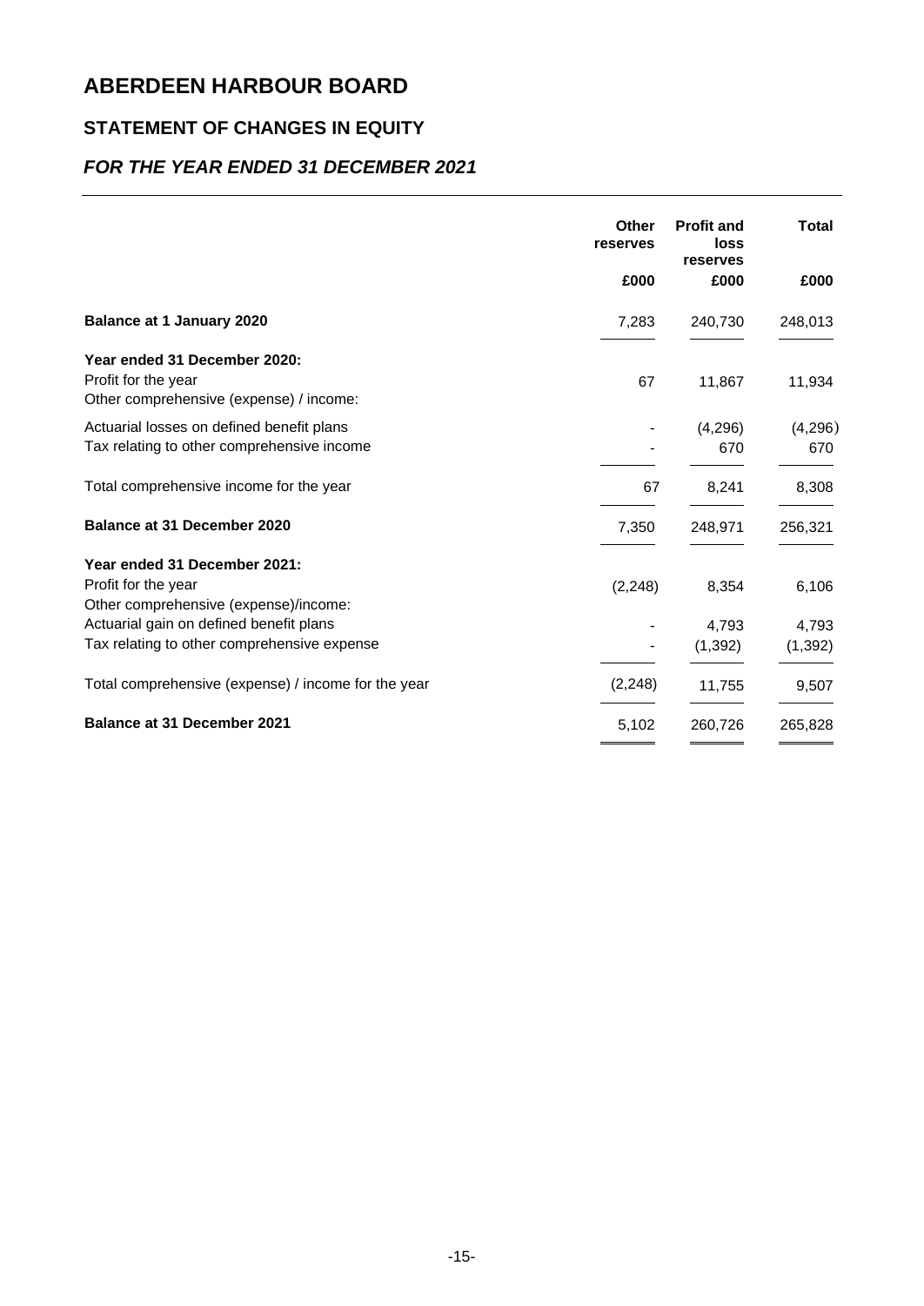# ABERDEEN HARBOUR BOARD

## STATEMENT OF CHANGES IN EQUITY

### *FOR THE YEAR ENDED 31 DECEMBER 2021*

| | Other reserves | Profit and loss reserves | Total |
|---|---|---|---|
| | £000 | £000 | £000 |
| **Balance at 1 January 2020** | 7,283 | 240,730 | 248,013 |
| **Year ended 31 December 2020:** | | | |
| Profit for the year | 67 | 11,867 | 11,934 |
| Other comprehensive (expense) / income: | | | |
| Actuarial losses on defined benefit plans | - | (4,296) | (4,296) |
| Tax relating to other comprehensive income | - | 670 | 670 |
| Total comprehensive income for the year | 67 | 8,241 | 8,308 |
| **Balance at 31 December 2020** | 7,350 | 248,971 | 256,321 |
| **Year ended 31 December 2021:** | | | |
| Profit for the year | (2,248) | 8,354 | 6,106 |
| Other comprehensive (expense)/income: | | | |
| Actuarial gain on defined benefit plans | - | 4,793 | 4,793 |
| Tax relating to other comprehensive expense | - | (1,392) | (1,392) |
| Total comprehensive (expense) / income for the year | (2,248) | 11,755 | 9,507 |
| **Balance at 31 December 2021** | 5,102 | 260,726 | 265,828 |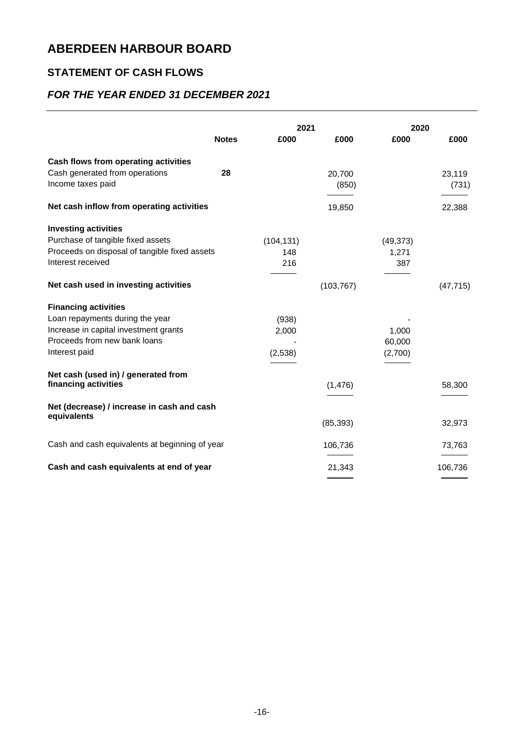# ABERDEEN HARBOUR BOARD

## STATEMENT OF CASH FLOWS

### *FOR THE YEAR ENDED 31 DECEMBER 2021*

| | Notes | 2021 | | 2020 | |
|---|---|---|---|---|---|
| | | £000 | £000 | £000 | £000 |
| **Cash flows from operating activities** | | | | | |
| Cash generated from operations | **28** | | 20,700 | | 23,119 |
| Income taxes paid | | | (850) | | (731) |
| **Net cash inflow from operating activities** | | | 19,850 | | 22,388 |
| **Investing activities** | | | | | |
| Purchase of tangible fixed assets | | (104,131) | | (49,373) | |
| Proceeds on disposal of tangible fixed assets | | 148 | | 1,271 | |
| Interest received | | 216 | | 387 | |
| **Net cash used in investing activities** | | | (103,767) | | (47,715) |
| **Financing activities** | | | | | |
| Loan repayments during the year | | (938) | | - | |
| Increase in capital investment grants | | 2,000 | | 1,000 | |
| Proceeds from new bank loans | | - | | 60,000 | |
| Interest paid | | (2,538) | | (2,700) | |
| **Net cash (used in) / generated from financing activities** | | | (1,476) | | 58,300 |
| **Net (decrease) / increase in cash and cash equivalents** | | | (85,393) | | 32,973 |
| Cash and cash equivalents at beginning of year | | | 106,736 | | 73,763 |
| **Cash and cash equivalents at end of year** | | | 21,343 | | 106,736 |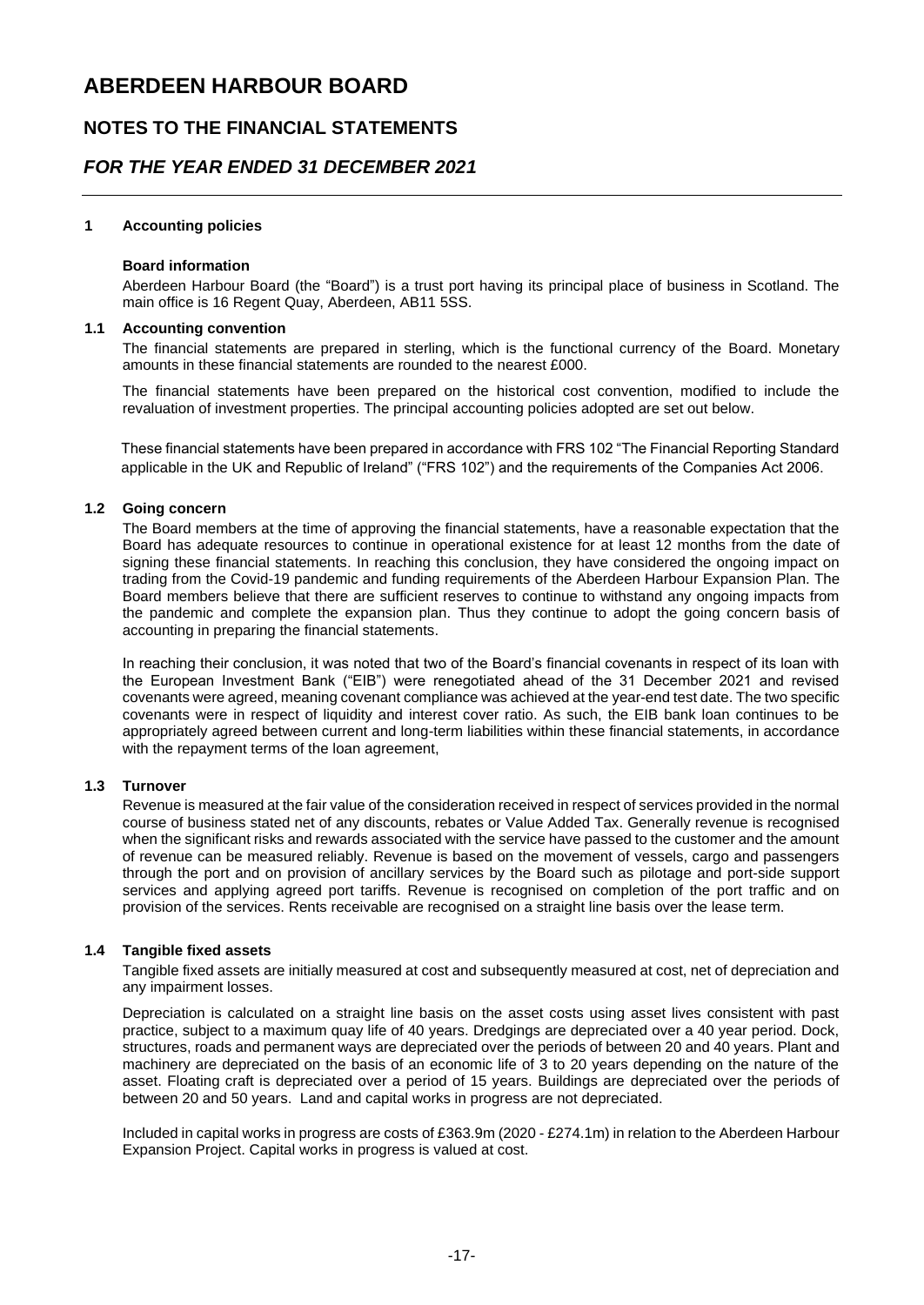# ABERDEEN HARBOUR BOARD

## NOTES TO THE FINANCIAL STATEMENTS

## *FOR THE YEAR ENDED 31 DECEMBER 2021*

### 1 Accounting policies

**Board information**

Aberdeen Harbour Board (the "Board") is a trust port having its principal place of business in Scotland. The main office is 16 Regent Quay, Aberdeen, AB11 5SS.

### 1.1 Accounting convention

The financial statements are prepared in sterling, which is the functional currency of the Board. Monetary amounts in these financial statements are rounded to the nearest £000.

The financial statements have been prepared on the historical cost convention, modified to include the revaluation of investment properties. The principal accounting policies adopted are set out below.

These financial statements have been prepared in accordance with FRS 102 "The Financial Reporting Standard applicable in the UK and Republic of Ireland" ("FRS 102") and the requirements of the Companies Act 2006.

### 1.2 Going concern

The Board members at the time of approving the financial statements, have a reasonable expectation that the Board has adequate resources to continue in operational existence for at least 12 months from the date of signing these financial statements. In reaching this conclusion, they have considered the ongoing impact on trading from the Covid-19 pandemic and funding requirements of the Aberdeen Harbour Expansion Plan. The Board members believe that there are sufficient reserves to continue to withstand any ongoing impacts from the pandemic and complete the expansion plan. Thus they continue to adopt the going concern basis of accounting in preparing the financial statements.

In reaching their conclusion, it was noted that two of the Board's financial covenants in respect of its loan with the European Investment Bank ("EIB") were renegotiated ahead of the 31 December 2021 and revised covenants were agreed, meaning covenant compliance was achieved at the year-end test date. The two specific covenants were in respect of liquidity and interest cover ratio. As such, the EIB bank loan continues to be appropriately agreed between current and long-term liabilities within these financial statements, in accordance with the repayment terms of the loan agreement,

### 1.3 Turnover

Revenue is measured at the fair value of the consideration received in respect of services provided in the normal course of business stated net of any discounts, rebates or Value Added Tax. Generally revenue is recognised when the significant risks and rewards associated with the service have passed to the customer and the amount of revenue can be measured reliably. Revenue is based on the movement of vessels, cargo and passengers through the port and on provision of ancillary services by the Board such as pilotage and port-side support services and applying agreed port tariffs. Revenue is recognised on completion of the port traffic and on provision of the services. Rents receivable are recognised on a straight line basis over the lease term.

### 1.4 Tangible fixed assets

Tangible fixed assets are initially measured at cost and subsequently measured at cost, net of depreciation and any impairment losses.

Depreciation is calculated on a straight line basis on the asset costs using asset lives consistent with past practice, subject to a maximum quay life of 40 years. Dredgings are depreciated over a 40 year period. Dock, structures, roads and permanent ways are depreciated over the periods of between 20 and 40 years. Plant and machinery are depreciated on the basis of an economic life of 3 to 20 years depending on the nature of the asset. Floating craft is depreciated over a period of 15 years. Buildings are depreciated over the periods of between 20 and 50 years. Land and capital works in progress are not depreciated.

Included in capital works in progress are costs of £363.9m (2020 - £274.1m) in relation to the Aberdeen Harbour Expansion Project. Capital works in progress is valued at cost.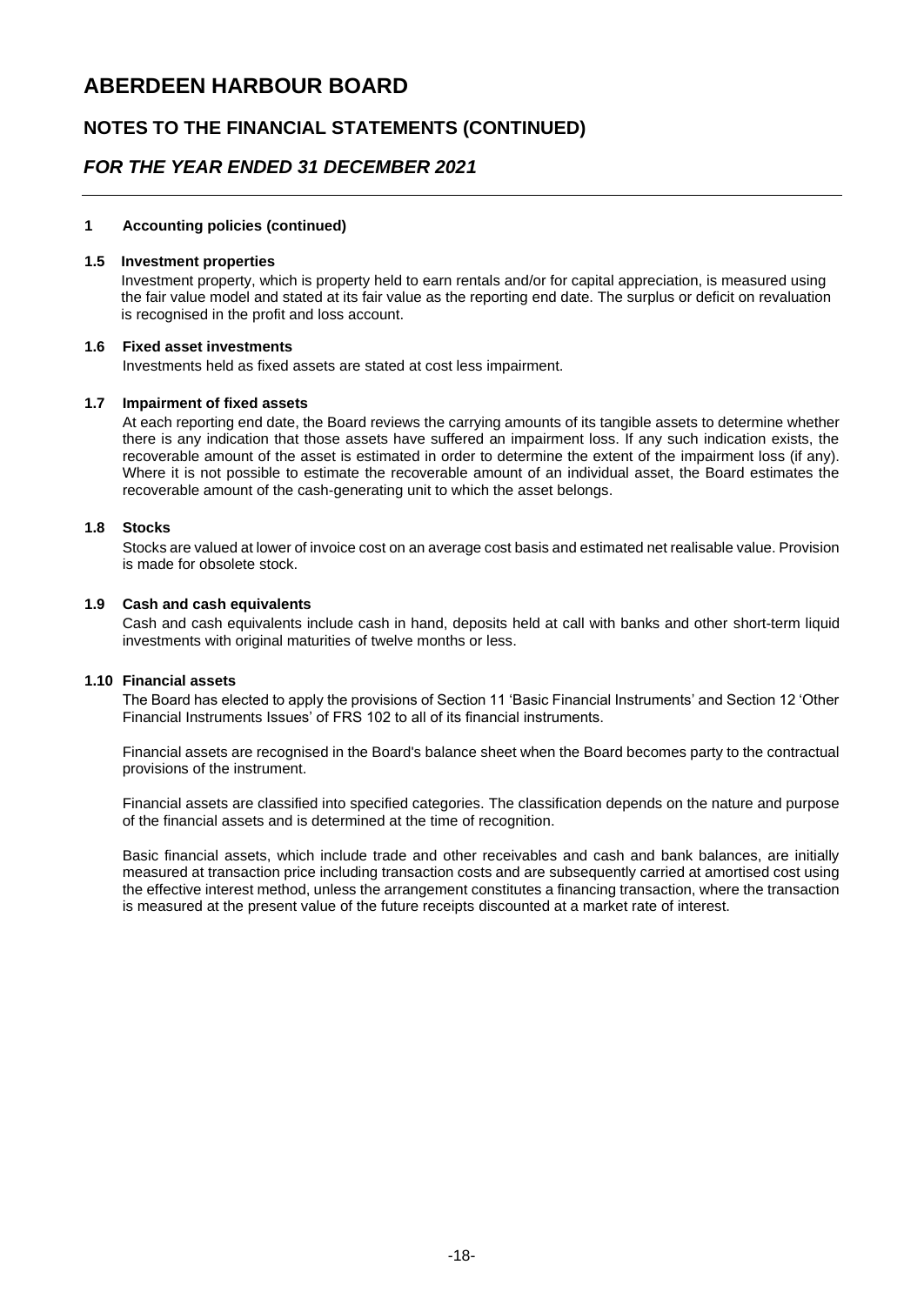# ABERDEEN HARBOUR BOARD

## NOTES TO THE FINANCIAL STATEMENTS (CONTINUED)

## *FOR THE YEAR ENDED 31 DECEMBER 2021*

### 1 Accounting policies (continued)

**1.5 Investment properties**

Investment property, which is property held to earn rentals and/or for capital appreciation, is measured using the fair value model and stated at its fair value as the reporting end date. The surplus or deficit on revaluation is recognised in the profit and loss account.

**1.6 Fixed asset investments**

Investments held as fixed assets are stated at cost less impairment.

**1.7 Impairment of fixed assets**

At each reporting end date, the Board reviews the carrying amounts of its tangible assets to determine whether there is any indication that those assets have suffered an impairment loss. If any such indication exists, the recoverable amount of the asset is estimated in order to determine the extent of the impairment loss (if any). Where it is not possible to estimate the recoverable amount of an individual asset, the Board estimates the recoverable amount of the cash-generating unit to which the asset belongs.

**1.8 Stocks**

Stocks are valued at lower of invoice cost on an average cost basis and estimated net realisable value. Provision is made for obsolete stock.

**1.9 Cash and cash equivalents**

Cash and cash equivalents include cash in hand, deposits held at call with banks and other short-term liquid investments with original maturities of twelve months or less.

**1.10 Financial assets**

The Board has elected to apply the provisions of Section 11 'Basic Financial Instruments' and Section 12 'Other Financial Instruments Issues' of FRS 102 to all of its financial instruments.

Financial assets are recognised in the Board's balance sheet when the Board becomes party to the contractual provisions of the instrument.

Financial assets are classified into specified categories. The classification depends on the nature and purpose of the financial assets and is determined at the time of recognition.

Basic financial assets, which include trade and other receivables and cash and bank balances, are initially measured at transaction price including transaction costs and are subsequently carried at amortised cost using the effective interest method, unless the arrangement constitutes a financing transaction, where the transaction is measured at the present value of the future receipts discounted at a market rate of interest.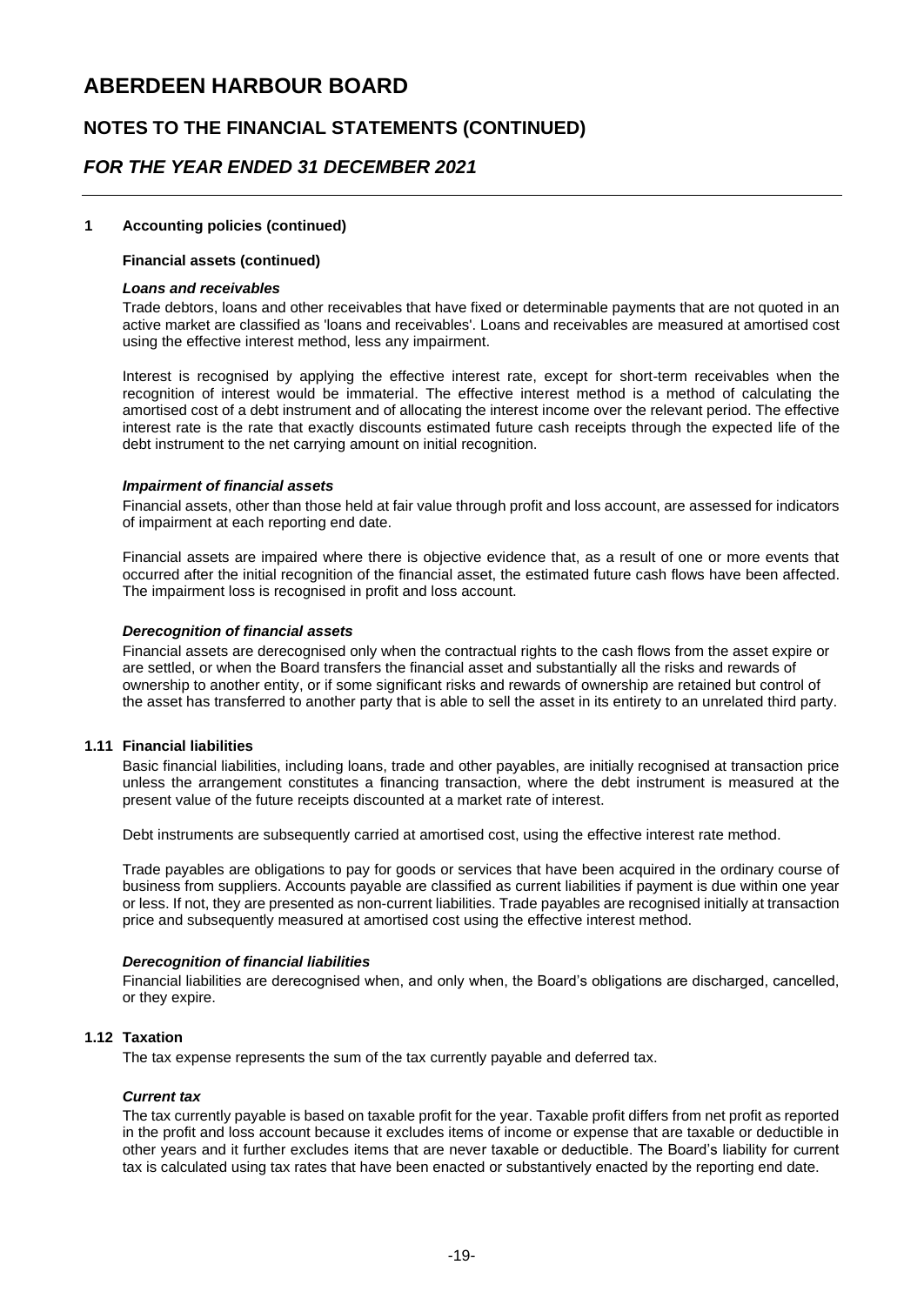# ABERDEEN HARBOUR BOARD

## NOTES TO THE FINANCIAL STATEMENTS (CONTINUED)

## *FOR THE YEAR ENDED 31 DECEMBER 2021*

**1 Accounting policies (continued)**

**Financial assets (continued)**

***Loans and receivables***

Trade debtors, loans and other receivables that have fixed or determinable payments that are not quoted in an active market are classified as 'loans and receivables'. Loans and receivables are measured at amortised cost using the effective interest method, less any impairment.

Interest is recognised by applying the effective interest rate, except for short-term receivables when the recognition of interest would be immaterial. The effective interest method is a method of calculating the amortised cost of a debt instrument and of allocating the interest income over the relevant period. The effective interest rate is the rate that exactly discounts estimated future cash receipts through the expected life of the debt instrument to the net carrying amount on initial recognition.

***Impairment of financial assets***

Financial assets, other than those held at fair value through profit and loss account, are assessed for indicators of impairment at each reporting end date.

Financial assets are impaired where there is objective evidence that, as a result of one or more events that occurred after the initial recognition of the financial asset, the estimated future cash flows have been affected. The impairment loss is recognised in profit and loss account.

***Derecognition of financial assets***

Financial assets are derecognised only when the contractual rights to the cash flows from the asset expire or are settled, or when the Board transfers the financial asset and substantially all the risks and rewards of ownership to another entity, or if some significant risks and rewards of ownership are retained but control of the asset has transferred to another party that is able to sell the asset in its entirety to an unrelated third party.

**1.11 Financial liabilities**

Basic financial liabilities, including loans, trade and other payables, are initially recognised at transaction price unless the arrangement constitutes a financing transaction, where the debt instrument is measured at the present value of the future receipts discounted at a market rate of interest.

Debt instruments are subsequently carried at amortised cost, using the effective interest rate method.

Trade payables are obligations to pay for goods or services that have been acquired in the ordinary course of business from suppliers. Accounts payable are classified as current liabilities if payment is due within one year or less. If not, they are presented as non-current liabilities. Trade payables are recognised initially at transaction price and subsequently measured at amortised cost using the effective interest method.

***Derecognition of financial liabilities***

Financial liabilities are derecognised when, and only when, the Board's obligations are discharged, cancelled, or they expire.

**1.12 Taxation**

The tax expense represents the sum of the tax currently payable and deferred tax.

***Current tax***

The tax currently payable is based on taxable profit for the year. Taxable profit differs from net profit as reported in the profit and loss account because it excludes items of income or expense that are taxable or deductible in other years and it further excludes items that are never taxable or deductible. The Board's liability for current tax is calculated using tax rates that have been enacted or substantively enacted by the reporting end date.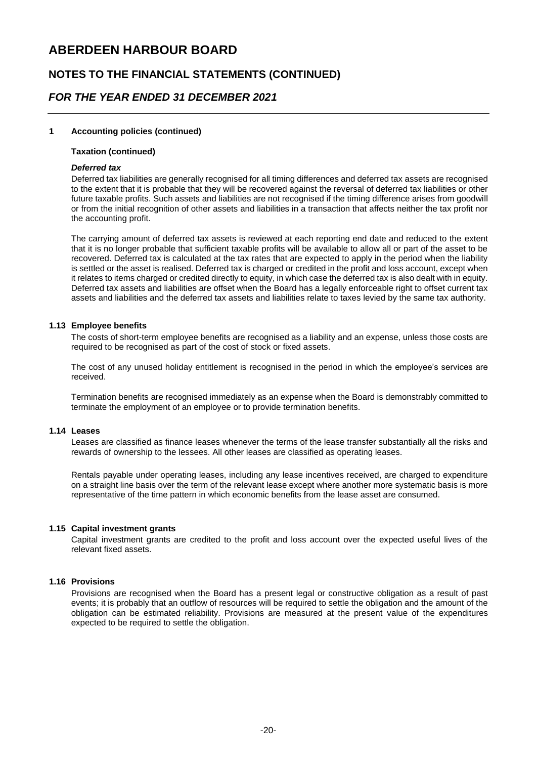# ABERDEEN HARBOUR BOARD

## NOTES TO THE FINANCIAL STATEMENTS (CONTINUED)

## *FOR THE YEAR ENDED 31 DECEMBER 2021*

**1 Accounting policies (continued)**

**Taxation (continued)**

***Deferred tax***

Deferred tax liabilities are generally recognised for all timing differences and deferred tax assets are recognised to the extent that it is probable that they will be recovered against the reversal of deferred tax liabilities or other future taxable profits. Such assets and liabilities are not recognised if the timing difference arises from goodwill or from the initial recognition of other assets and liabilities in a transaction that affects neither the tax profit nor the accounting profit.

The carrying amount of deferred tax assets is reviewed at each reporting end date and reduced to the extent that it is no longer probable that sufficient taxable profits will be available to allow all or part of the asset to be recovered. Deferred tax is calculated at the tax rates that are expected to apply in the period when the liability is settled or the asset is realised. Deferred tax is charged or credited in the profit and loss account, except when it relates to items charged or credited directly to equity, in which case the deferred tax is also dealt with in equity. Deferred tax assets and liabilities are offset when the Board has a legally enforceable right to offset current tax assets and liabilities and the deferred tax assets and liabilities relate to taxes levied by the same tax authority.

**1.13 Employee benefits**

The costs of short-term employee benefits are recognised as a liability and an expense, unless those costs are required to be recognised as part of the cost of stock or fixed assets.

The cost of any unused holiday entitlement is recognised in the period in which the employee's services are received.

Termination benefits are recognised immediately as an expense when the Board is demonstrably committed to terminate the employment of an employee or to provide termination benefits.

**1.14 Leases**

Leases are classified as finance leases whenever the terms of the lease transfer substantially all the risks and rewards of ownership to the lessees. All other leases are classified as operating leases.

Rentals payable under operating leases, including any lease incentives received, are charged to expenditure on a straight line basis over the term of the relevant lease except where another more systematic basis is more representative of the time pattern in which economic benefits from the lease asset are consumed.

**1.15 Capital investment grants**

Capital investment grants are credited to the profit and loss account over the expected useful lives of the relevant fixed assets.

**1.16 Provisions**

Provisions are recognised when the Board has a present legal or constructive obligation as a result of past events; it is probably that an outflow of resources will be required to settle the obligation and the amount of the obligation can be estimated reliability. Provisions are measured at the present value of the expenditures expected to be required to settle the obligation.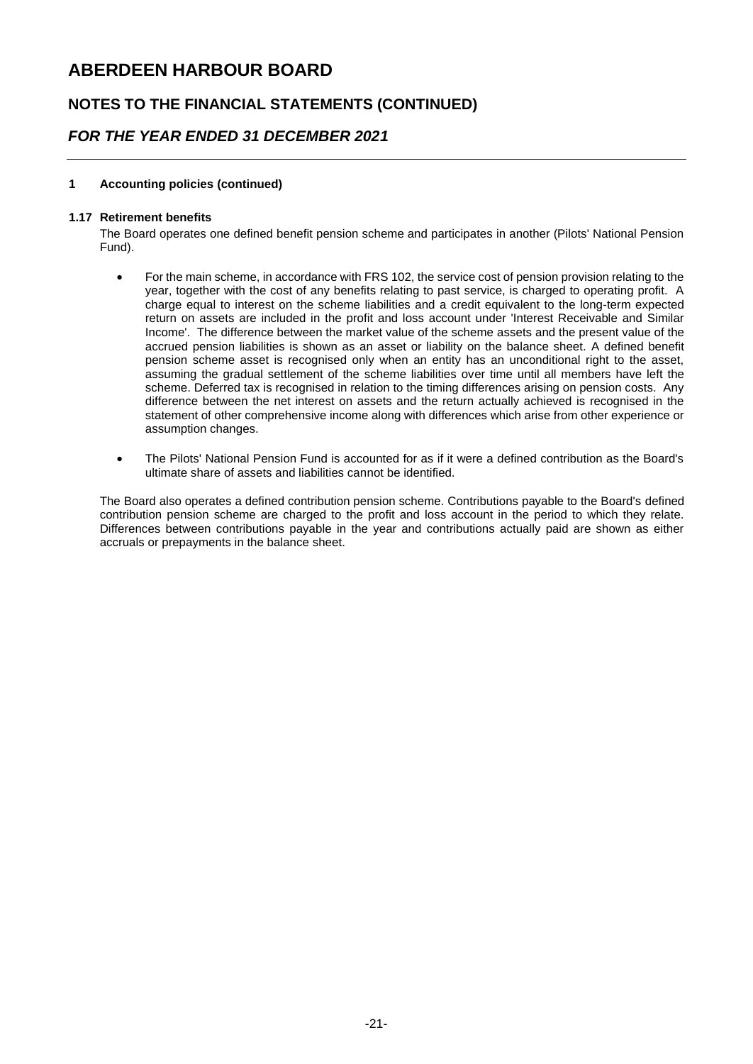# ABERDEEN HARBOUR BOARD

## NOTES TO THE FINANCIAL STATEMENTS (CONTINUED)

## *FOR THE YEAR ENDED 31 DECEMBER 2021*

### 1 Accounting policies (continued)

#### 1.17 Retirement benefits

The Board operates one defined benefit pension scheme and participates in another (Pilots' National Pension Fund).

- For the main scheme, in accordance with FRS 102, the service cost of pension provision relating to the year, together with the cost of any benefits relating to past service, is charged to operating profit. A charge equal to interest on the scheme liabilities and a credit equivalent to the long-term expected return on assets are included in the profit and loss account under 'Interest Receivable and Similar Income'. The difference between the market value of the scheme assets and the present value of the accrued pension liabilities is shown as an asset or liability on the balance sheet. A defined benefit pension scheme asset is recognised only when an entity has an unconditional right to the asset, assuming the gradual settlement of the scheme liabilities over time until all members have left the scheme. Deferred tax is recognised in relation to the timing differences arising on pension costs. Any difference between the net interest on assets and the return actually achieved is recognised in the statement of other comprehensive income along with differences which arise from other experience or assumption changes.

- The Pilots' National Pension Fund is accounted for as if it were a defined contribution as the Board's ultimate share of assets and liabilities cannot be identified.

The Board also operates a defined contribution pension scheme. Contributions payable to the Board's defined contribution pension scheme are charged to the profit and loss account in the period to which they relate. Differences between contributions payable in the year and contributions actually paid are shown as either accruals or prepayments in the balance sheet.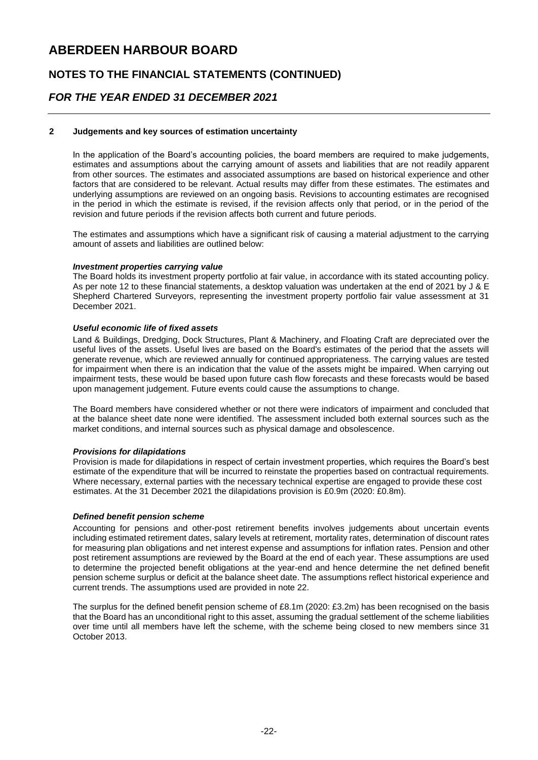# ABERDEEN HARBOUR BOARD

## NOTES TO THE FINANCIAL STATEMENTS (CONTINUED)

## *FOR THE YEAR ENDED 31 DECEMBER 2021*

### 2 Judgements and key sources of estimation uncertainty

In the application of the Board's accounting policies, the board members are required to make judgements, estimates and assumptions about the carrying amount of assets and liabilities that are not readily apparent from other sources. The estimates and associated assumptions are based on historical experience and other factors that are considered to be relevant. Actual results may differ from these estimates. The estimates and underlying assumptions are reviewed on an ongoing basis. Revisions to accounting estimates are recognised in the period in which the estimate is revised, if the revision affects only that period, or in the period of the revision and future periods if the revision affects both current and future periods.

The estimates and assumptions which have a significant risk of causing a material adjustment to the carrying amount of assets and liabilities are outlined below:

***Investment properties carrying value***

The Board holds its investment property portfolio at fair value, in accordance with its stated accounting policy. As per note 12 to these financial statements, a desktop valuation was undertaken at the end of 2021 by J & E Shepherd Chartered Surveyors, representing the investment property portfolio fair value assessment at 31 December 2021.

***Useful economic life of fixed assets***

Land & Buildings, Dredging, Dock Structures, Plant & Machinery, and Floating Craft are depreciated over the useful lives of the assets. Useful lives are based on the Board's estimates of the period that the assets will generate revenue, which are reviewed annually for continued appropriateness. The carrying values are tested for impairment when there is an indication that the value of the assets might be impaired. When carrying out impairment tests, these would be based upon future cash flow forecasts and these forecasts would be based upon management judgement. Future events could cause the assumptions to change.

The Board members have considered whether or not there were indicators of impairment and concluded that at the balance sheet date none were identified. The assessment included both external sources such as the market conditions, and internal sources such as physical damage and obsolescence.

***Provisions for dilapidations***

Provision is made for dilapidations in respect of certain investment properties, which requires the Board's best estimate of the expenditure that will be incurred to reinstate the properties based on contractual requirements. Where necessary, external parties with the necessary technical expertise are engaged to provide these cost estimates. At the 31 December 2021 the dilapidations provision is £0.9m (2020: £0.8m).

***Defined benefit pension scheme***

Accounting for pensions and other-post retirement benefits involves judgements about uncertain events including estimated retirement dates, salary levels at retirement, mortality rates, determination of discount rates for measuring plan obligations and net interest expense and assumptions for inflation rates. Pension and other post retirement assumptions are reviewed by the Board at the end of each year. These assumptions are used to determine the projected benefit obligations at the year-end and hence determine the net defined benefit pension scheme surplus or deficit at the balance sheet date. The assumptions reflect historical experience and current trends. The assumptions used are provided in note 22.

The surplus for the defined benefit pension scheme of £8.1m (2020: £3.2m) has been recognised on the basis that the Board has an unconditional right to this asset, assuming the gradual settlement of the scheme liabilities over time until all members have left the scheme, with the scheme being closed to new members since 31 October 2013.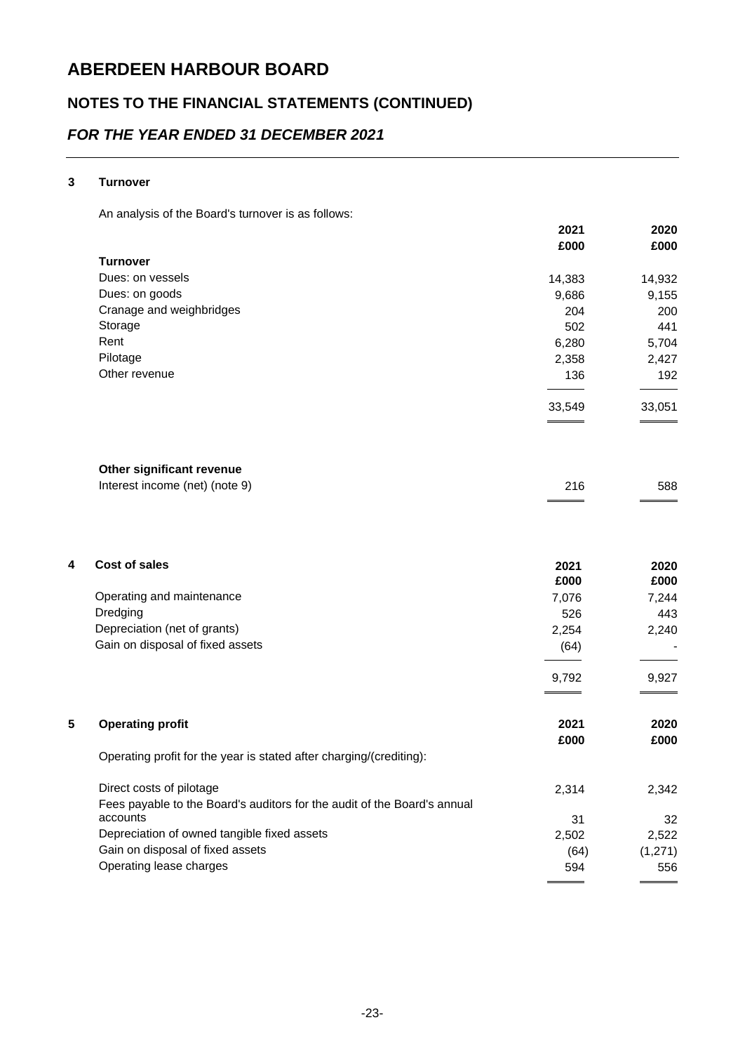# ABERDEEN HARBOUR BOARD

## NOTES TO THE FINANCIAL STATEMENTS (CONTINUED)

## *FOR THE YEAR ENDED 31 DECEMBER 2021*

### 3 Turnover

An analysis of the Board's turnover is as follows:

| | 2021 £000 | 2020 £000 |
|---|---|---|
| **Turnover** | | |
| Dues: on vessels | 14,383 | 14,932 |
| Dues: on goods | 9,686 | 9,155 |
| Cranage and weighbridges | 204 | 200 |
| Storage | 502 | 441 |
| Rent | 6,280 | 5,704 |
| Pilotage | 2,358 | 2,427 |
| Other revenue | 136 | 192 |
| | 33,549 | 33,051 |

| | 2021 £000 | 2020 £000 |
|---|---|---|
| **Other significant revenue** | | |
| Interest income (net) (note 9) | 216 | 588 |

### 4 Cost of sales

| | 2021 £000 | 2020 £000 |
|---|---|---|
| Operating and maintenance | 7,076 | 7,244 |
| Dredging | 526 | 443 |
| Depreciation (net of grants) | 2,254 | 2,240 |
| Gain on disposal of fixed assets | (64) | - |
| | 9,792 | 9,927 |

### 5 Operating profit

| | 2021 £000 | 2020 £000 |
|---|---|---|
| Operating profit for the year is stated after charging/(crediting): | | |
| Direct costs of pilotage | 2,314 | 2,342 |
| Fees payable to the Board's auditors for the audit of the Board's annual accounts | 31 | 32 |
| Depreciation of owned tangible fixed assets | 2,502 | 2,522 |
| Gain on disposal of fixed assets | (64) | (1,271) |
| Operating lease charges | 594 | 556 |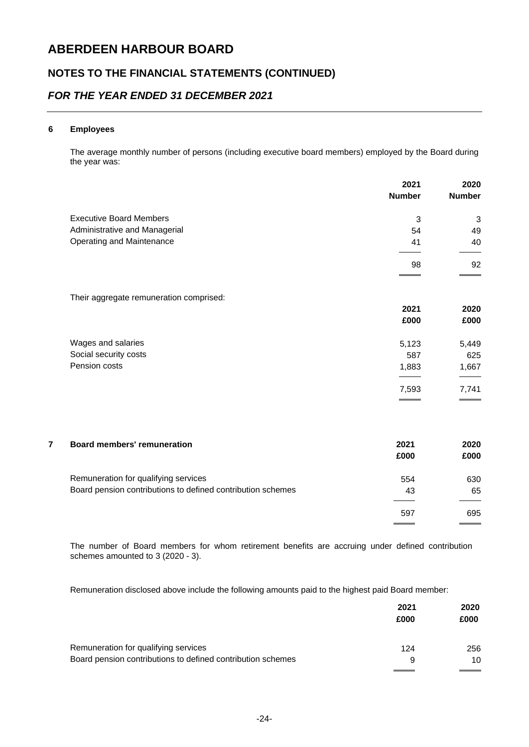# ABERDEEN HARBOUR BOARD

## NOTES TO THE FINANCIAL STATEMENTS (CONTINUED)

## *FOR THE YEAR ENDED 31 DECEMBER 2021*

### 6 Employees

The average monthly number of persons (including executive board members) employed by the Board during the year was:

| | 2021 Number | 2020 Number |
|---|---|---|
| Executive Board Members | 3 | 3 |
| Administrative and Managerial | 54 | 49 |
| Operating and Maintenance | 41 | 40 |
| | 98 | 92 |

Their aggregate remuneration comprised:

| | 2021 £000 | 2020 £000 |
|---|---|---|
| Wages and salaries | 5,123 | 5,449 |
| Social security costs | 587 | 625 |
| Pension costs | 1,883 | 1,667 |
| | 7,593 | 7,741 |

### 7 Board members' remuneration

| | 2021 £000 | 2020 £000 |
|---|---|---|
| Remuneration for qualifying services | 554 | 630 |
| Board pension contributions to defined contribution schemes | 43 | 65 |
| | 597 | 695 |

The number of Board members for whom retirement benefits are accruing under defined contribution schemes amounted to 3 (2020 - 3).

Remuneration disclosed above include the following amounts paid to the highest paid Board member:

| | 2021 £000 | 2020 £000 |
|---|---|---|
| Remuneration for qualifying services | 124 | 256 |
| Board pension contributions to defined contribution schemes | 9 | 10 |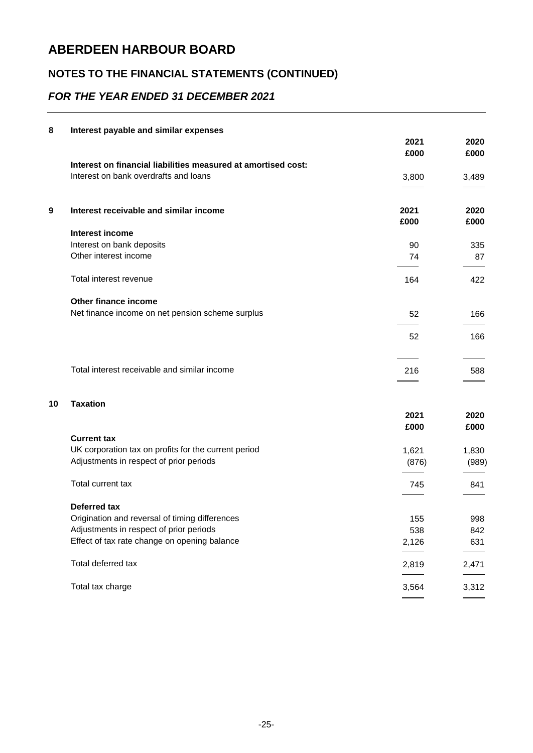# ABERDEEN HARBOUR BOARD

## NOTES TO THE FINANCIAL STATEMENTS (CONTINUED)

### *FOR THE YEAR ENDED 31 DECEMBER 2021*

**8 Interest payable and similar expenses**

| | 2021 £000 | 2020 £000 |
|---|---|---|
| **Interest on financial liabilities measured at amortised cost:** | | |
| Interest on bank overdrafts and loans | 3,800 | 3,489 |

**9 Interest receivable and similar income**

| | 2021 £000 | 2020 £000 |
|---|---|---|
| **Interest income** | | |
| Interest on bank deposits | 90 | 335 |
| Other interest income | 74 | 87 |
| Total interest revenue | 164 | 422 |
| **Other finance income** | | |
| Net finance income on net pension scheme surplus | 52 | 166 |
| | 52 | 166 |
| Total interest receivable and similar income | 216 | 588 |

**10 Taxation**

| | 2021 £000 | 2020 £000 |
|---|---|---|
| **Current tax** | | |
| UK corporation tax on profits for the current period | 1,621 | 1,830 |
| Adjustments in respect of prior periods | (876) | (989) |
| Total current tax | 745 | 841 |
| **Deferred tax** | | |
| Origination and reversal of timing differences | 155 | 998 |
| Adjustments in respect of prior periods | 538 | 842 |
| Effect of tax rate change on opening balance | 2,126 | 631 |
| Total deferred tax | 2,819 | 2,471 |
| Total tax charge | 3,564 | 3,312 |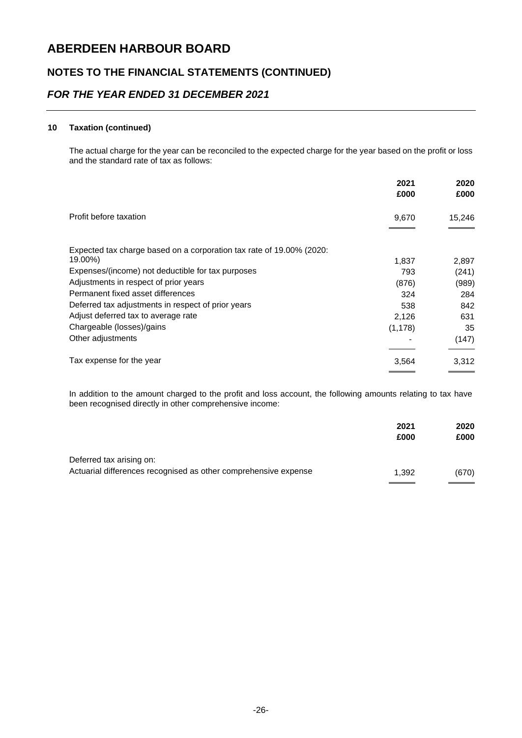# ABERDEEN HARBOUR BOARD

## NOTES TO THE FINANCIAL STATEMENTS (CONTINUED)

## *FOR THE YEAR ENDED 31 DECEMBER 2021*

### 10 Taxation (continued)

The actual charge for the year can be reconciled to the expected charge for the year based on the profit or loss and the standard rate of tax as follows:

| | 2021 £000 | 2020 £000 |
|---|---|---|
| Profit before taxation | 9,670 | 15,246 |
| Expected tax charge based on a corporation tax rate of 19.00% (2020: 19.00%) | 1,837 | 2,897 |
| Expenses/(income) not deductible for tax purposes | 793 | (241) |
| Adjustments in respect of prior years | (876) | (989) |
| Permanent fixed asset differences | 324 | 284 |
| Deferred tax adjustments in respect of prior years | 538 | 842 |
| Adjust deferred tax to average rate | 2,126 | 631 |
| Chargeable (losses)/gains | (1,178) | 35 |
| Other adjustments | - | (147) |
| Tax expense for the year | 3,564 | 3,312 |

In addition to the amount charged to the profit and loss account, the following amounts relating to tax have been recognised directly in other comprehensive income:

| | 2021 £000 | 2020 £000 |
|---|---|---|
| Deferred tax arising on: | | |
| Actuarial differences recognised as other comprehensive expense | 1,392 | (670) |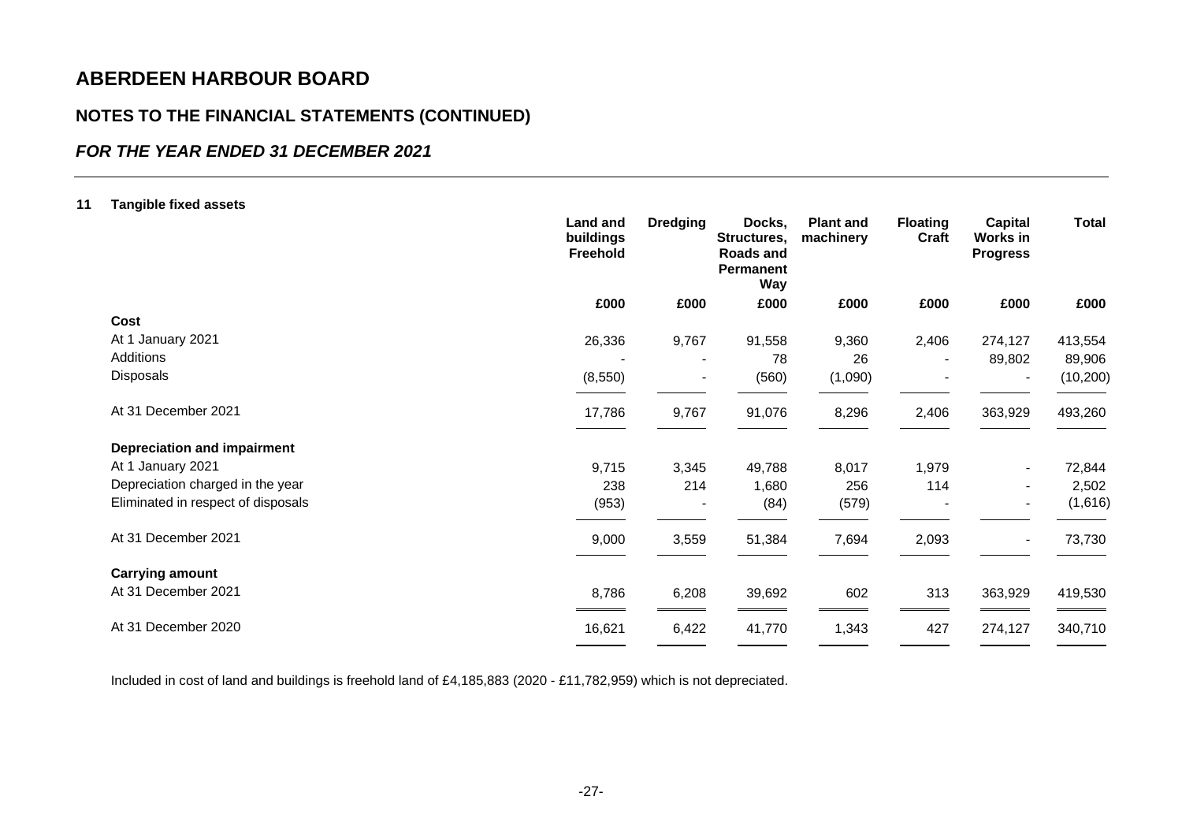# ABERDEEN HARBOUR BOARD

## NOTES TO THE FINANCIAL STATEMENTS (CONTINUED)

### *FOR THE YEAR ENDED 31 DECEMBER 2021*

**11 Tangible fixed assets**

| | Land and buildings Freehold | Dredging | Docks, Structures, Roads and Permanent Way | Plant and machinery | Floating Craft | Capital Works in Progress | Total |
|---|---|---|---|---|---|---|---|
| | £000 | £000 | £000 | £000 | £000 | £000 | £000 |
| **Cost** | | | | | | | |
| At 1 January 2021 | 26,336 | 9,767 | 91,558 | 9,360 | 2,406 | 274,127 | 413,554 |
| Additions | - | - | 78 | 26 | - | 89,802 | 89,906 |
| Disposals | (8,550) | - | (560) | (1,090) | - | - | (10,200) |
| At 31 December 2021 | 17,786 | 9,767 | 91,076 | 8,296 | 2,406 | 363,929 | 493,260 |
| **Depreciation and impairment** | | | | | | | |
| At 1 January 2021 | 9,715 | 3,345 | 49,788 | 8,017 | 1,979 | - | 72,844 |
| Depreciation charged in the year | 238 | 214 | 1,680 | 256 | 114 | - | 2,502 |
| Eliminated in respect of disposals | (953) | - | (84) | (579) | - | - | (1,616) |
| At 31 December 2021 | 9,000 | 3,559 | 51,384 | 7,694 | 2,093 | - | 73,730 |
| **Carrying amount** | | | | | | | |
| At 31 December 2021 | 8,786 | 6,208 | 39,692 | 602 | 313 | 363,929 | 419,530 |
| At 31 December 2020 | 16,621 | 6,422 | 41,770 | 1,343 | 427 | 274,127 | 340,710 |

Included in cost of land and buildings is freehold land of £4,185,883 (2020 - £11,782,959) which is not depreciated.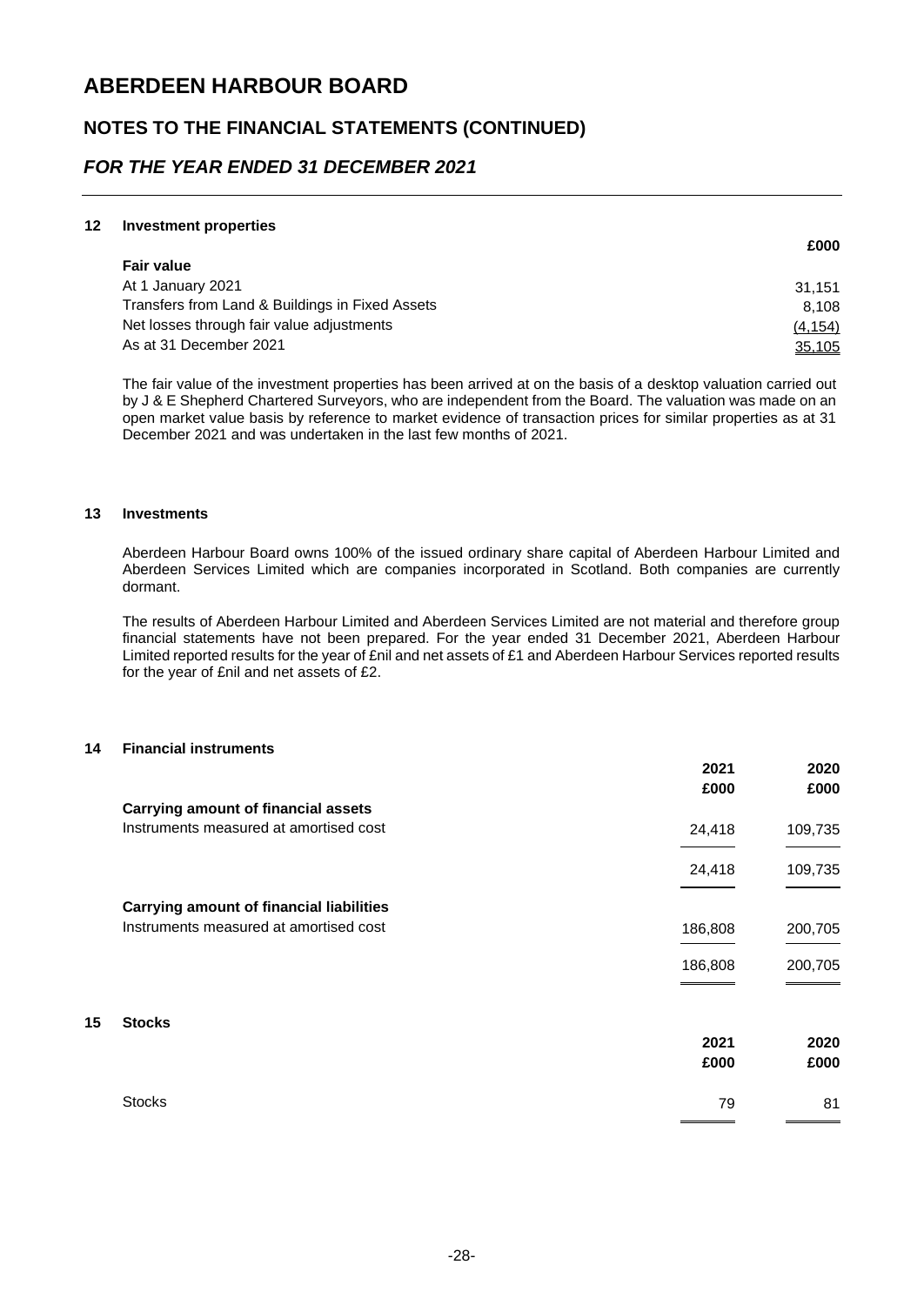# ABERDEEN HARBOUR BOARD

## NOTES TO THE FINANCIAL STATEMENTS (CONTINUED)

## *FOR THE YEAR ENDED 31 DECEMBER 2021*

### 12 Investment properties

| | £000 |
|---|---|
| **Fair value** | |
| At 1 January 2021 | 31,151 |
| Transfers from Land & Buildings in Fixed Assets | 8,108 |
| Net losses through fair value adjustments | (4,154) |
| As at 31 December 2021 | 35,105 |

The fair value of the investment properties has been arrived at on the basis of a desktop valuation carried out by J & E Shepherd Chartered Surveyors, who are independent from the Board. The valuation was made on an open market value basis by reference to market evidence of transaction prices for similar properties as at 31 December 2021 and was undertaken in the last few months of 2021.

### 13 Investments

Aberdeen Harbour Board owns 100% of the issued ordinary share capital of Aberdeen Harbour Limited and Aberdeen Services Limited which are companies incorporated in Scotland. Both companies are currently dormant.

The results of Aberdeen Harbour Limited and Aberdeen Services Limited are not material and therefore group financial statements have not been prepared. For the year ended 31 December 2021, Aberdeen Harbour Limited reported results for the year of £nil and net assets of £1 and Aberdeen Harbour Services reported results for the year of £nil and net assets of £2.

### 14 Financial instruments

| | 2021 £000 | 2020 £000 |
|---|---|---|
| **Carrying amount of financial assets** | | |
| Instruments measured at amortised cost | 24,418 | 109,735 |
| | 24,418 | 109,735 |
| **Carrying amount of financial liabilities** | | |
| Instruments measured at amortised cost | 186,808 | 200,705 |
| | 186,808 | 200,705 |

### 15 Stocks

| | 2021 £000 | 2020 £000 |
|---|---|---|
| Stocks | 79 | 81 |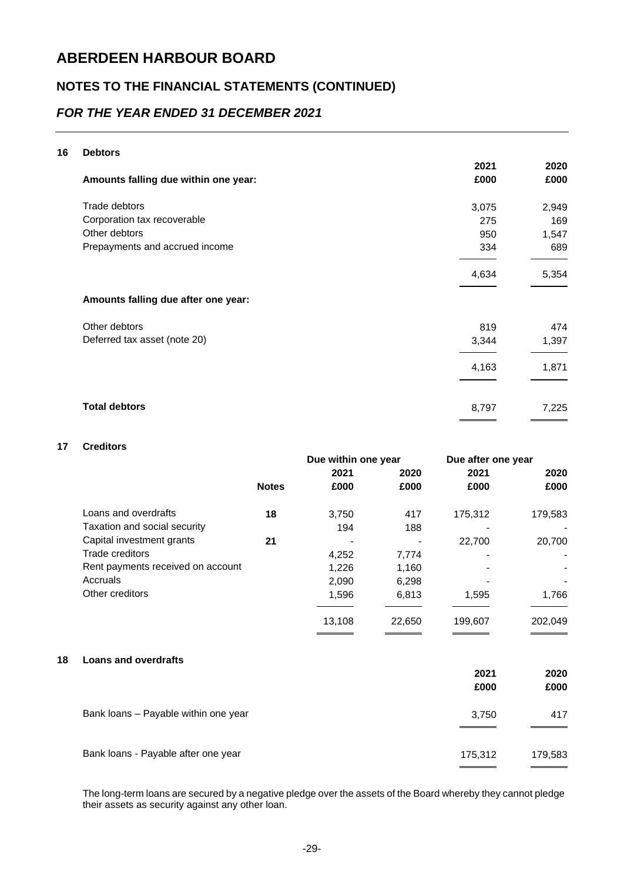# ABERDEEN HARBOUR BOARD

## NOTES TO THE FINANCIAL STATEMENTS (CONTINUED)

## *FOR THE YEAR ENDED 31 DECEMBER 2021*

### 16 Debtors

| | 2021 | 2020 |
|---|---|---|
| **Amounts falling due within one year:** | **£000** | **£000** |
| Trade debtors | 3,075 | 2,949 |
| Corporation tax recoverable | 275 | 169 |
| Other debtors | 950 | 1,547 |
| Prepayments and accrued income | 334 | 689 |
| | 4,634 | 5,354 |
| **Amounts falling due after one year:** | | |
| Other debtors | 819 | 474 |
| Deferred tax asset (note 20) | 3,344 | 1,397 |
| | 4,163 | 1,871 |
| **Total debtors** | 8,797 | 7,225 |

### 17 Creditors

| | | Due within one year | | Due after one year | |
|---|---|---|---|---|---|
| | | 2021 | 2020 | 2021 | 2020 |
| | **Notes** | **£000** | **£000** | **£000** | **£000** |
| Loans and overdrafts | **18** | 3,750 | 417 | 175,312 | 179,583 |
| Taxation and social security | | 194 | 188 | - | - |
| Capital investment grants | **21** | - | - | 22,700 | 20,700 |
| Trade creditors | | 4,252 | 7,774 | - | - |
| Rent payments received on account | | 1,226 | 1,160 | - | - |
| Accruals | | 2,090 | 6,298 | - | - |
| Other creditors | | 1,596 | 6,813 | 1,595 | 1,766 |
| | | 13,108 | 22,650 | 199,607 | 202,049 |

### 18 Loans and overdrafts

| | 2021 | 2020 |
|---|---|---|
| | **£000** | **£000** |
| Bank loans – Payable within one year | 3,750 | 417 |
| Bank loans - Payable after one year | 175,312 | 179,583 |

The long-term loans are secured by a negative pledge over the assets of the Board whereby they cannot pledge their assets as security against any other loan.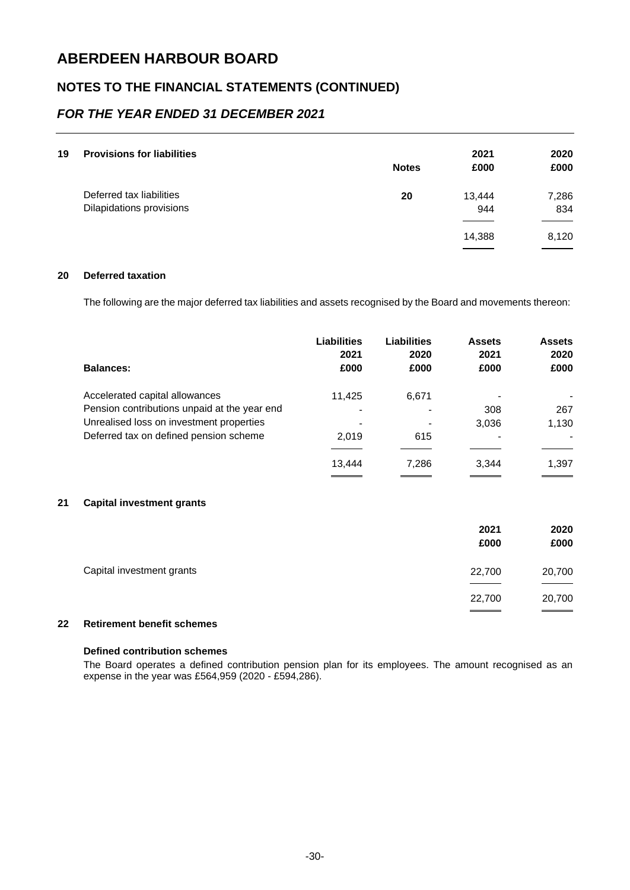# ABERDEEN HARBOUR BOARD

## NOTES TO THE FINANCIAL STATEMENTS (CONTINUED)

## *FOR THE YEAR ENDED 31 DECEMBER 2021*

### 19 Provisions for liabilities

| | Notes | 2021 £000 | 2020 £000 |
|---|---|---|---|
| Deferred tax liabilities | **20** | 13,444 | 7,286 |
| Dilapidations provisions | | 944 | 834 |
| | | 14,388 | 8,120 |

### 20 Deferred taxation

The following are the major deferred tax liabilities and assets recognised by the Board and movements thereon:

| Balances: | Liabilities 2021 £000 | Liabilities 2020 £000 | Assets 2021 £000 | Assets 2020 £000 |
|---|---|---|---|---|
| Accelerated capital allowances | 11,425 | 6,671 | - | - |
| Pension contributions unpaid at the year end | - | - | 308 | 267 |
| Unrealised loss on investment properties | - | - | 3,036 | 1,130 |
| Deferred tax on defined pension scheme | 2,019 | 615 | - | - |
| | 13,444 | 7,286 | 3,344 | 1,397 |

### 21 Capital investment grants

| | 2021 £000 | 2020 £000 |
|---|---|---|
| Capital investment grants | 22,700 | 20,700 |
| | 22,700 | 20,700 |

### 22 Retirement benefit schemes

**Defined contribution schemes**

The Board operates a defined contribution pension plan for its employees. The amount recognised as an expense in the year was £564,959 (2020 - £594,286).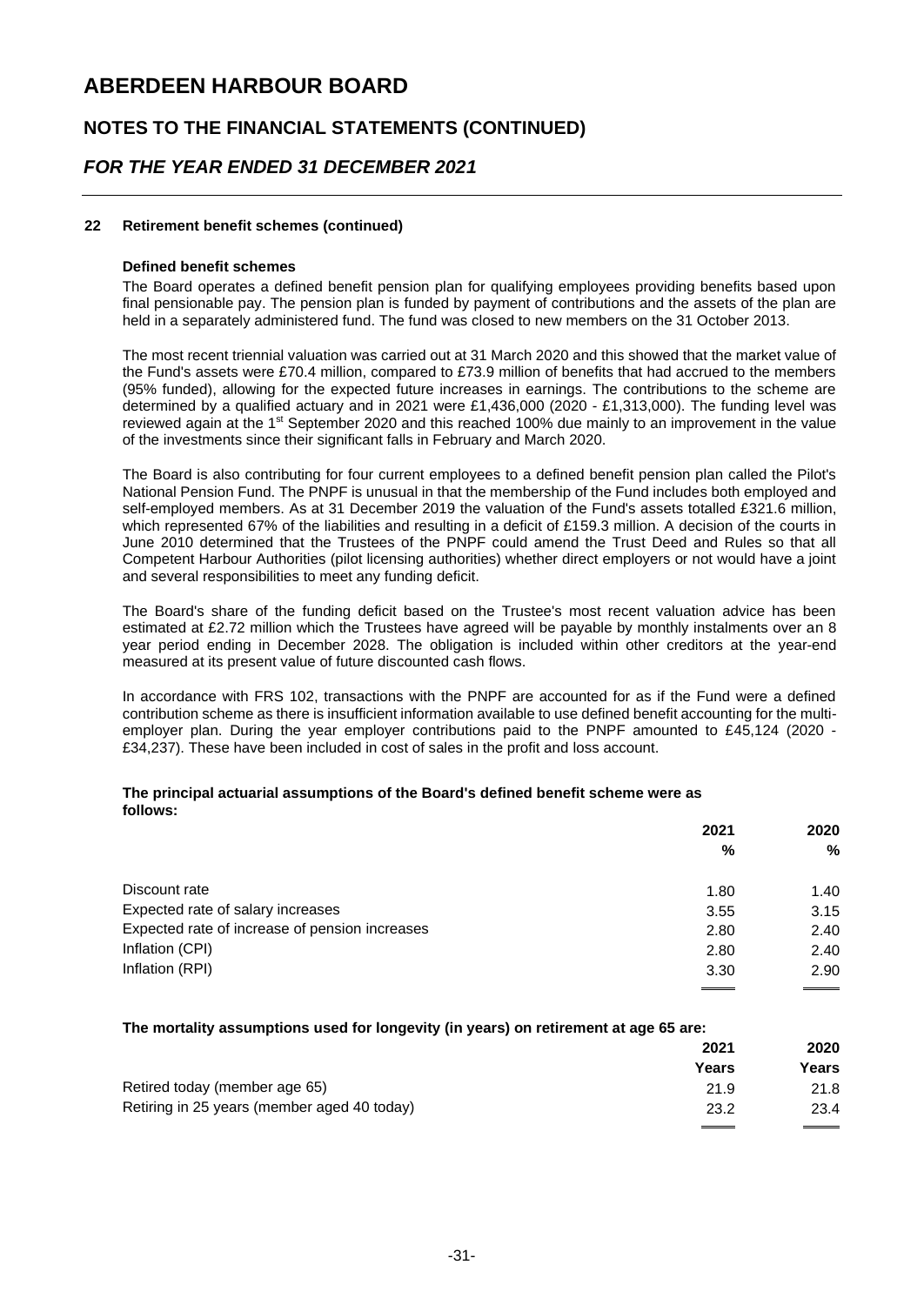# ABERDEEN HARBOUR BOARD

## NOTES TO THE FINANCIAL STATEMENTS (CONTINUED)

## *FOR THE YEAR ENDED 31 DECEMBER 2021*

### 22 Retirement benefit schemes (continued)

**Defined benefit schemes**

The Board operates a defined benefit pension plan for qualifying employees providing benefits based upon final pensionable pay. The pension plan is funded by payment of contributions and the assets of the plan are held in a separately administered fund. The fund was closed to new members on the 31 October 2013.

The most recent triennial valuation was carried out at 31 March 2020 and this showed that the market value of the Fund's assets were £70.4 million, compared to £73.9 million of benefits that had accrued to the members (95% funded), allowing for the expected future increases in earnings. The contributions to the scheme are determined by a qualified actuary and in 2021 were £1,436,000 (2020 - £1,313,000). The funding level was reviewed again at the 1st September 2020 and this reached 100% due mainly to an improvement in the value of the investments since their significant falls in February and March 2020.

The Board is also contributing for four current employees to a defined benefit pension plan called the Pilot's National Pension Fund. The PNPF is unusual in that the membership of the Fund includes both employed and self-employed members. As at 31 December 2019 the valuation of the Fund's assets totalled £321.6 million, which represented 67% of the liabilities and resulting in a deficit of £159.3 million. A decision of the courts in June 2010 determined that the Trustees of the PNPF could amend the Trust Deed and Rules so that all Competent Harbour Authorities (pilot licensing authorities) whether direct employers or not would have a joint and several responsibilities to meet any funding deficit.

The Board's share of the funding deficit based on the Trustee's most recent valuation advice has been estimated at £2.72 million which the Trustees have agreed will be payable by monthly instalments over an 8 year period ending in December 2028. The obligation is included within other creditors at the year-end measured at its present value of future discounted cash flows.

In accordance with FRS 102, transactions with the PNPF are accounted for as if the Fund were a defined contribution scheme as there is insufficient information available to use defined benefit accounting for the multi-employer plan. During the year employer contributions paid to the PNPF amounted to £45,124 (2020 - £34,237). These have been included in cost of sales in the profit and loss account.

**The principal actuarial assumptions of the Board's defined benefit scheme were as follows:**

| | 2021 | 2020 |
|---|---|---|
| | % | % |
| Discount rate | 1.80 | 1.40 |
| Expected rate of salary increases | 3.55 | 3.15 |
| Expected rate of increase of pension increases | 2.80 | 2.40 |
| Inflation (CPI) | 2.80 | 2.40 |
| Inflation (RPI) | 3.30 | 2.90 |

**The mortality assumptions used for longevity (in years) on retirement at age 65 are:**

| | 2021 | 2020 |
|---|---|---|
| | Years | Years |
| Retired today (member age 65) | 21.9 | 21.8 |
| Retiring in 25 years (member aged 40 today) | 23.2 | 23.4 |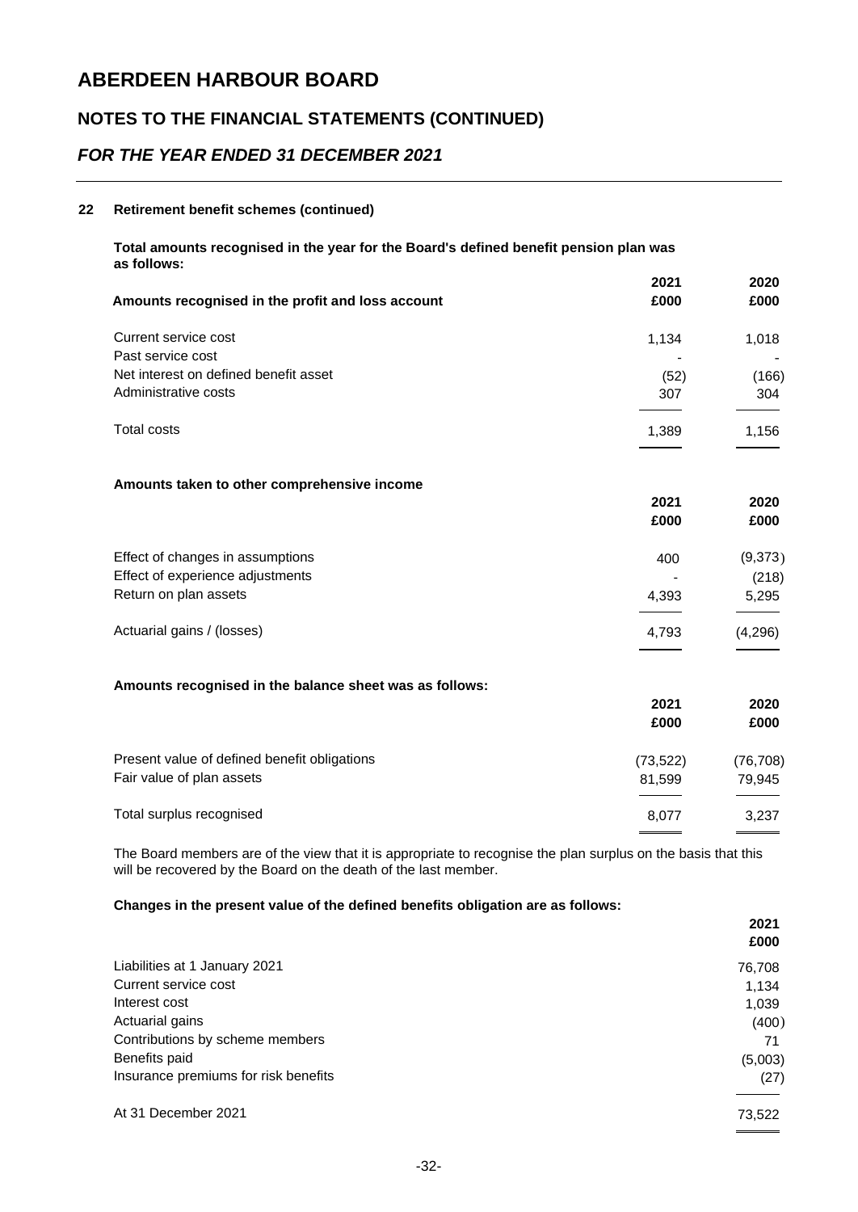# ABERDEEN HARBOUR BOARD

## NOTES TO THE FINANCIAL STATEMENTS (CONTINUED)

## *FOR THE YEAR ENDED 31 DECEMBER 2021*

### 22 Retirement benefit schemes (continued)

**Total amounts recognised in the year for the Board's defined benefit pension plan was as follows:**

| **Amounts recognised in the profit and loss account** | **2021 £000** | **2020 £000** |
|---|---|---|
| Current service cost | 1,134 | 1,018 |
| Past service cost | - | - |
| Net interest on defined benefit asset | (52) | (166) |
| Administrative costs | 307 | 304 |
| Total costs | 1,389 | 1,156 |

**Amounts taken to other comprehensive income**

| | **2021 £000** | **2020 £000** |
|---|---|---|
| Effect of changes in assumptions | 400 | (9,373) |
| Effect of experience adjustments | - | (218) |
| Return on plan assets | 4,393 | 5,295 |
| Actuarial gains / (losses) | 4,793 | (4,296) |

**Amounts recognised in the balance sheet was as follows:**

| | **2021 £000** | **2020 £000** |
|---|---|---|
| Present value of defined benefit obligations | (73,522) | (76,708) |
| Fair value of plan assets | 81,599 | 79,945 |
| Total surplus recognised | 8,077 | 3,237 |

The Board members are of the view that it is appropriate to recognise the plan surplus on the basis that this will be recovered by the Board on the death of the last member.

**Changes in the present value of the defined benefits obligation are as follows:**

| | **2021 £000** |
|---|---|
| Liabilities at 1 January 2021 | 76,708 |
| Current service cost | 1,134 |
| Interest cost | 1,039 |
| Actuarial gains | (400) |
| Contributions by scheme members | 71 |
| Benefits paid | (5,003) |
| Insurance premiums for risk benefits | (27) |
| At 31 December 2021 | 73,522 |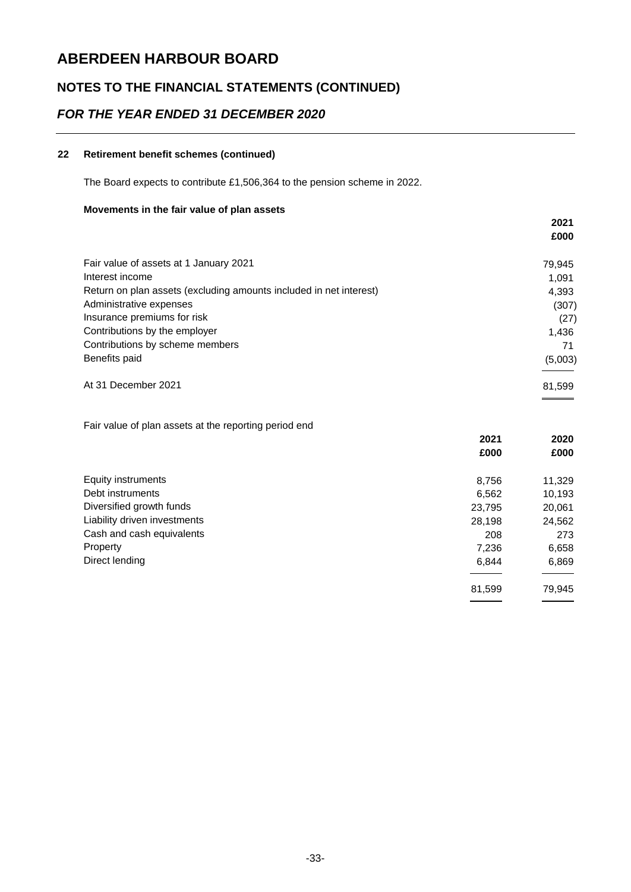# ABERDEEN HARBOUR BOARD

## NOTES TO THE FINANCIAL STATEMENTS (CONTINUED)

### *FOR THE YEAR ENDED 31 DECEMBER 2020*

**22 Retirement benefit schemes (continued)**

The Board expects to contribute £1,506,364 to the pension scheme in 2022.

**Movements in the fair value of plan assets**

| | **2021** |
|---|---|
| | **£000** |
| Fair value of assets at 1 January 2021 | 79,945 |
| Interest income | 1,091 |
| Return on plan assets (excluding amounts included in net interest) | 4,393 |
| Administrative expenses | (307) |
| Insurance premiums for risk | (27) |
| Contributions by the employer | 1,436 |
| Contributions by scheme members | 71 |
| Benefits paid | (5,003) |
| At 31 December 2021 | 81,599 |

Fair value of plan assets at the reporting period end

| | **2021** | **2020** |
|---|---|---|
| | **£000** | **£000** |
| Equity instruments | 8,756 | 11,329 |
| Debt instruments | 6,562 | 10,193 |
| Diversified growth funds | 23,795 | 20,061 |
| Liability driven investments | 28,198 | 24,562 |
| Cash and cash equivalents | 208 | 273 |
| Property | 7,236 | 6,658 |
| Direct lending | 6,844 | 6,869 |
| | 81,599 | 79,945 |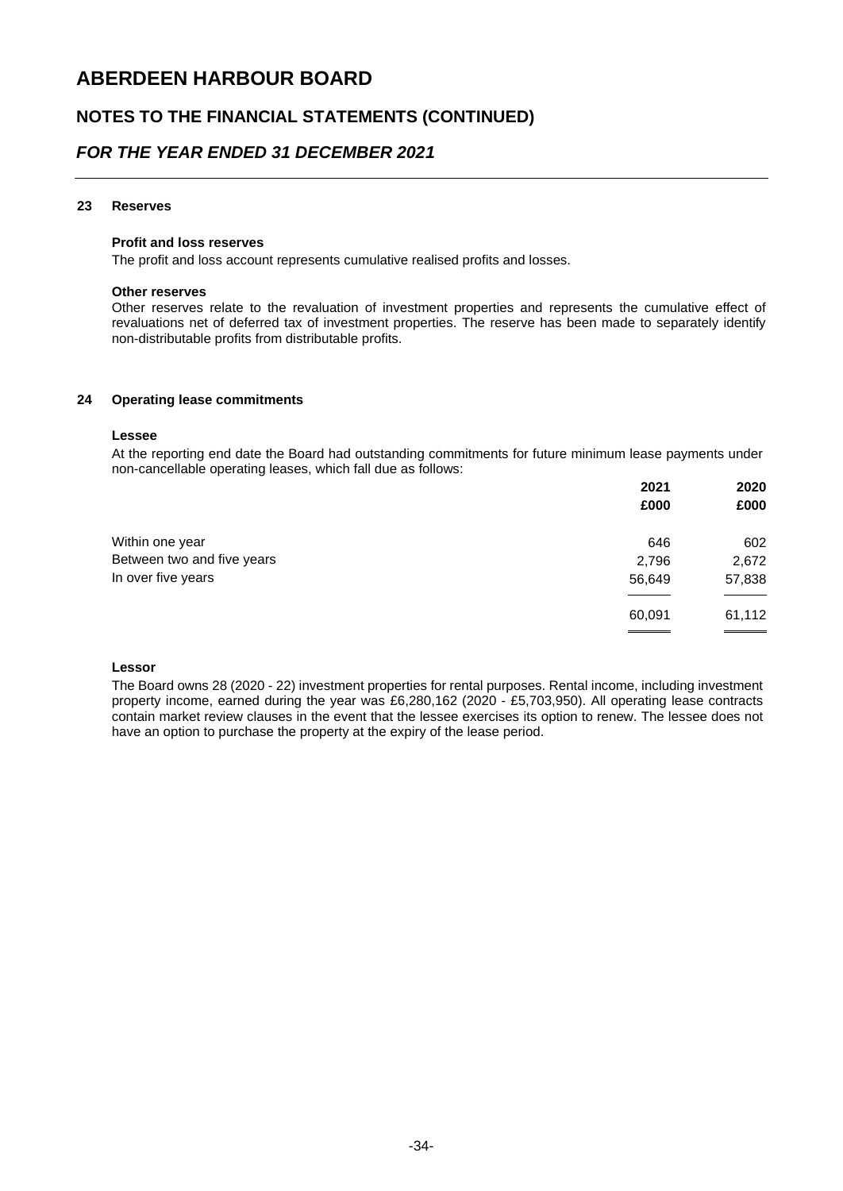## 23 Reserves

**Profit and loss reserves**

The profit and loss account represents cumulative realised profits and losses.

**Other reserves**

Other reserves relate to the revaluation of investment properties and represents the cumulative effect of revaluations net of deferred tax of investment properties. The reserve has been made to separately identify non-distributable profits from distributable profits.

## 24 Operating lease commitments

**Lessee**

At the reporting end date the Board had outstanding commitments for future minimum lease payments under non-cancellable operating leases, which fall due as follows:

| | 2021<br>£000 | 2020<br>£000 |
|---|---|---|
| Within one year | 646 | 602 |
| Between two and five years | 2,796 | 2,672 |
| In over five years | 56,649 | 57,838 |
| | 60,091 | 61,112 |

**Lessor**

The Board owns 28 (2020 - 22) investment properties for rental purposes. Rental income, including investment property income, earned during the year was £6,280,162 (2020 - £5,703,950). All operating lease contracts contain market review clauses in the event that the lessee exercises its option to renew. The lessee does not have an option to purchase the property at the expiry of the lease period.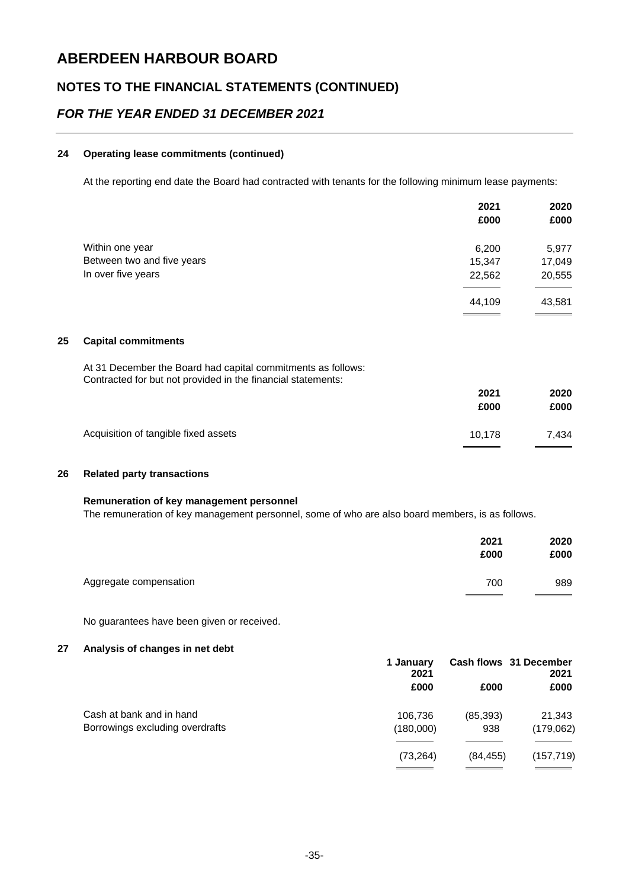# ABERDEEN HARBOUR BOARD

## NOTES TO THE FINANCIAL STATEMENTS (CONTINUED)

## *FOR THE YEAR ENDED 31 DECEMBER 2021*

### 24 Operating lease commitments (continued)

At the reporting end date the Board had contracted with tenants for the following minimum lease payments:

| | 2021 £000 | 2020 £000 |
|---|---|---|
| Within one year | 6,200 | 5,977 |
| Between two and five years | 15,347 | 17,049 |
| In over five years | 22,562 | 20,555 |
| | 44,109 | 43,581 |

### 25 Capital commitments

At 31 December the Board had capital commitments as follows:
Contracted for but not provided in the financial statements:

| | 2021 £000 | 2020 £000 |
|---|---|---|
| Acquisition of tangible fixed assets | 10,178 | 7,434 |

### 26 Related party transactions

**Remuneration of key management personnel**
The remuneration of key management personnel, some of who are also board members, is as follows.

| | 2021 £000 | 2020 £000 |
|---|---|---|
| Aggregate compensation | 700 | 989 |

No guarantees have been given or received.

### 27 Analysis of changes in net debt

| | 1 January 2021 £000 | Cash flows £000 | 31 December 2021 £000 |
|---|---|---|---|
| Cash at bank and in hand | 106,736 | (85,393) | 21,343 |
| Borrowings excluding overdrafts | (180,000) | 938 | (179,062) |
| | (73,264) | (84,455) | (157,719) |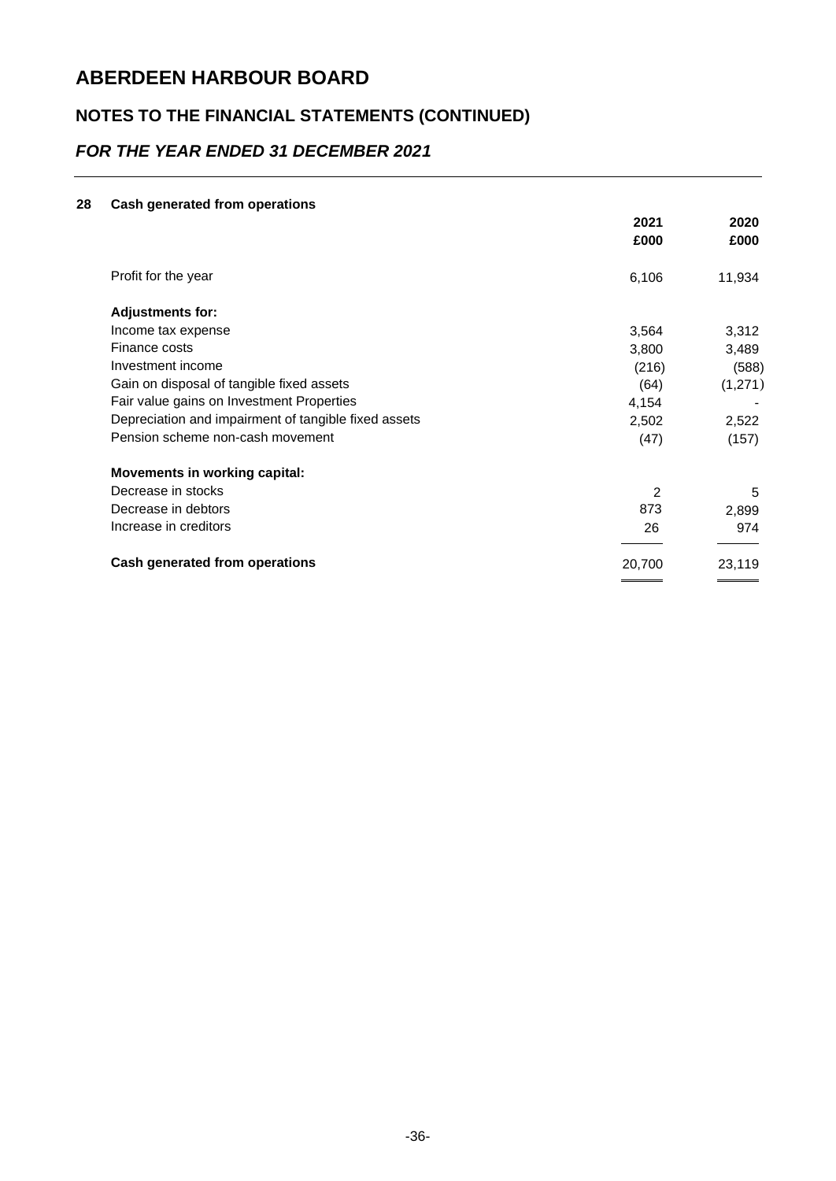# ABERDEEN HARBOUR BOARD

## NOTES TO THE FINANCIAL STATEMENTS (CONTINUED)

### *FOR THE YEAR ENDED 31 DECEMBER 2021*

**28 Cash generated from operations**

| | 2021 | 2020 |
|---|---|---|
| | £000 | £000 |
| Profit for the year | 6,106 | 11,934 |
| **Adjustments for:** | | |
| Income tax expense | 3,564 | 3,312 |
| Finance costs | 3,800 | 3,489 |
| Investment income | (216) | (588) |
| Gain on disposal of tangible fixed assets | (64) | (1,271) |
| Fair value gains on Investment Properties | 4,154 | - |
| Depreciation and impairment of tangible fixed assets | 2,502 | 2,522 |
| Pension scheme non-cash movement | (47) | (157) |
| **Movements in working capital:** | | |
| Decrease in stocks | 2 | 5 |
| Decrease in debtors | 873 | 2,899 |
| Increase in creditors | 26 | 974 |
| **Cash generated from operations** | 20,700 | 23,119 |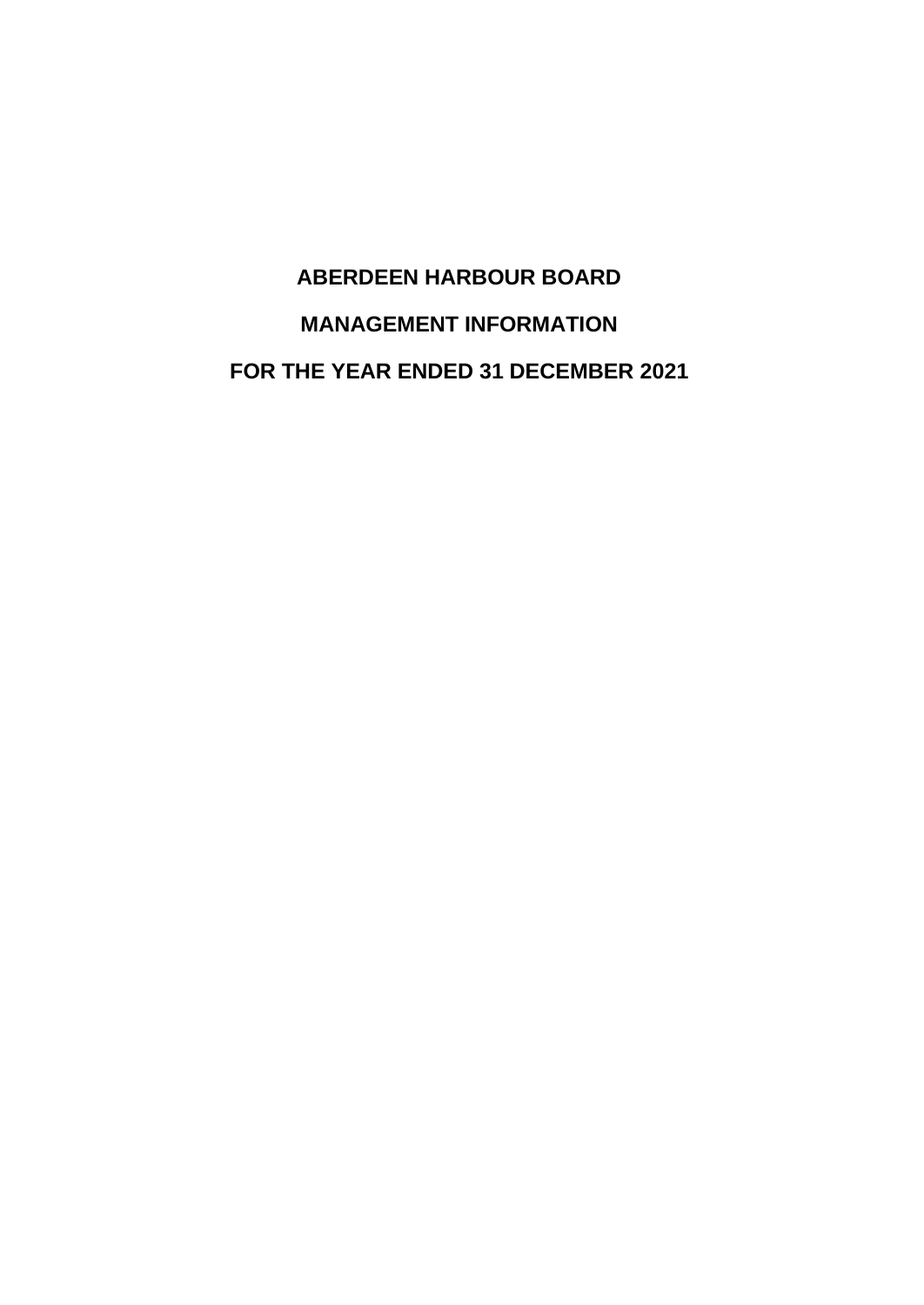# ABERDEEN HARBOUR BOARD

## MANAGEMENT INFORMATION

## FOR THE YEAR ENDED 31 DECEMBER 2021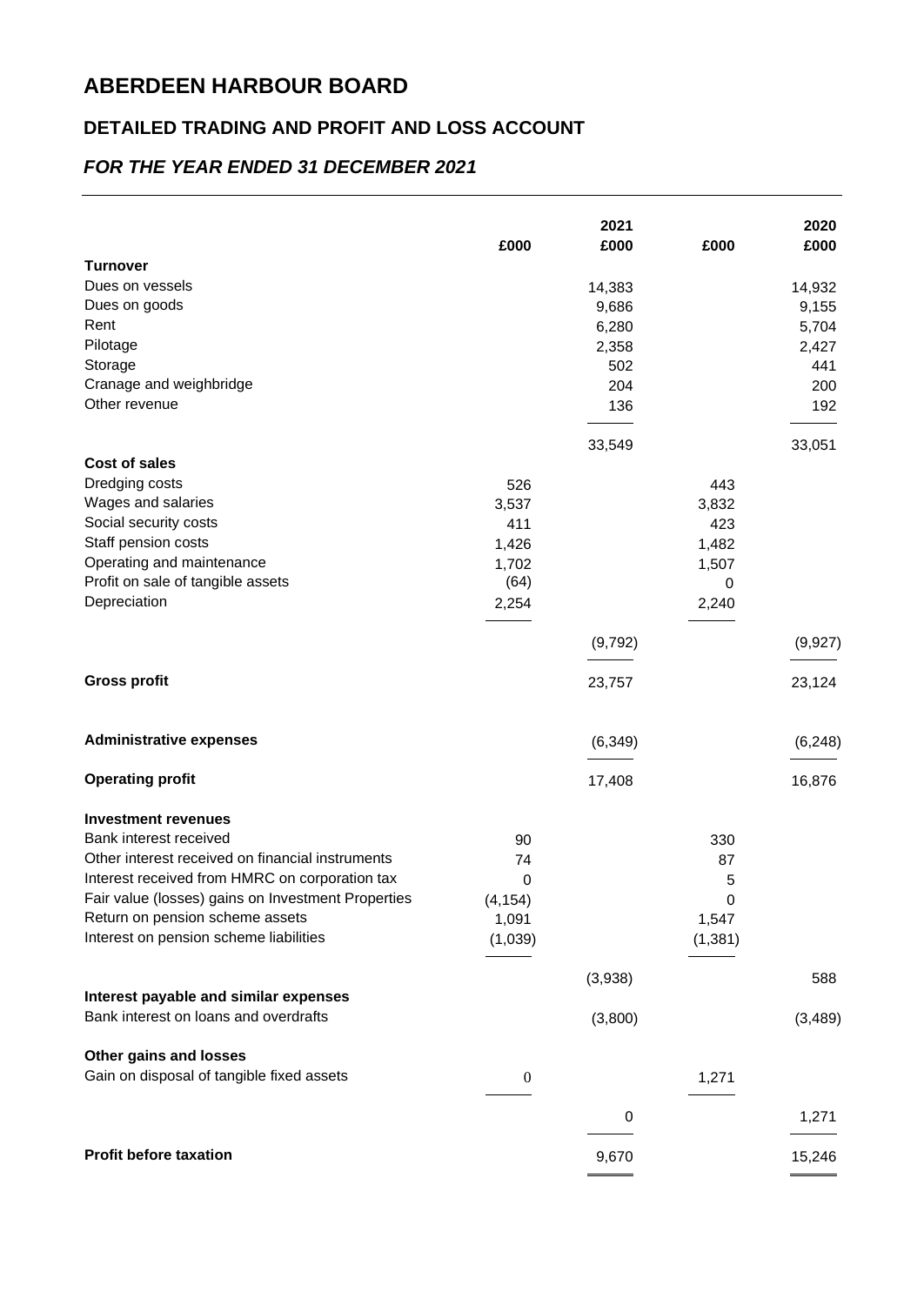# ABERDEEN HARBOUR BOARD

## DETAILED TRADING AND PROFIT AND LOSS ACCOUNT

### *FOR THE YEAR ENDED 31 DECEMBER 2021*

| | | 2021 | | 2020 |
|---|---|---|---|---|
| | £000 | £000 | £000 | £000 |
| **Turnover** | | | | |
| Dues on vessels | | 14,383 | | 14,932 |
| Dues on goods | | 9,686 | | 9,155 |
| Rent | | 6,280 | | 5,704 |
| Pilotage | | 2,358 | | 2,427 |
| Storage | | 502 | | 441 |
| Cranage and weighbridge | | 204 | | 200 |
| Other revenue | | 136 | | 192 |
| | | 33,549 | | 33,051 |
| **Cost of sales** | | | | |
| Dredging costs | 526 | | 443 | |
| Wages and salaries | 3,537 | | 3,832 | |
| Social security costs | 411 | | 423 | |
| Staff pension costs | 1,426 | | 1,482 | |
| Operating and maintenance | 1,702 | | 1,507 | |
| Profit on sale of tangible assets | (64) | | 0 | |
| Depreciation | 2,254 | | 2,240 | |
| | | (9,792) | | (9,927) |
| **Gross profit** | | 23,757 | | 23,124 |
| **Administrative expenses** | | (6,349) | | (6,248) |
| **Operating profit** | | 17,408 | | 16,876 |
| **Investment revenues** | | | | |
| Bank interest received | 90 | | 330 | |
| Other interest received on financial instruments | 74 | | 87 | |
| Interest received from HMRC on corporation tax | 0 | | 5 | |
| Fair value (losses) gains on Investment Properties | (4,154) | | 0 | |
| Return on pension scheme assets | 1,091 | | 1,547 | |
| Interest on pension scheme liabilities | (1,039) | | (1,381) | |
| | | (3,938) | | 588 |
| **Interest payable and similar expenses** | | | | |
| Bank interest on loans and overdrafts | | (3,800) | | (3,489) |
| **Other gains and losses** | | | | |
| Gain on disposal of tangible fixed assets | 0 | | 1,271 | |
| | | 0 | | 1,271 |
| **Profit before taxation** | | 9,670 | | 15,246 |